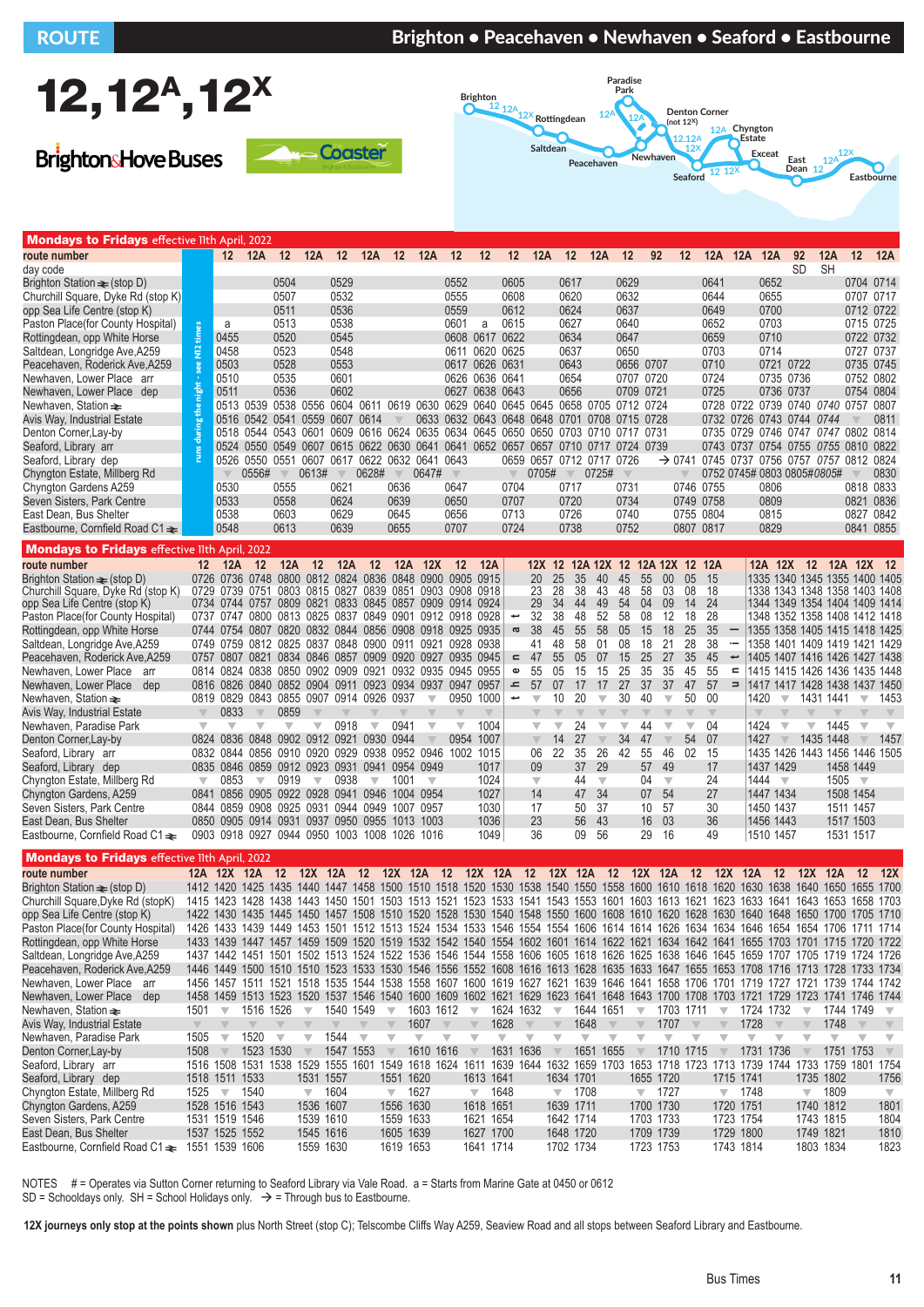# ROUTE Brighton • Peacehaven • Newhaven • Seaford • Eastbourne

# 12, 12A, 12X

Brighton&Hove Buses · Coaster

## Mondays to Fridays effective 11th April, 2022

*(runs during the night - see N12 times)*

| route number | 12 | 12A | 12 | 12A | 12 | 12A | 12 | 12A | 12 | 12 | 12 | 12A | 12 | 12A | 12 | 92 | 12 | 12A | 12A | 12A | 92 | 12A | 12 | 12A |
|---|---|---|---|---|---|---|---|---|---|---|---|---|---|---|---|---|---|---|---|---|---|---|---|---|
| day code | | | | | | | | | | | | | | | | | | | | | SD | SH | | |
| Brighton Station (stop D) | | | 0504 | | 0529 | | | | 0552 | | 0605 | | 0617 | | 0629 | | | 0641 | | 0652 | | | 0704 | 0714 |
| Churchill Square, Dyke Rd (stop K) | | | 0507 | | 0532 | | | | 0555 | | 0608 | | 0620 | | 0632 | | | 0644 | | 0655 | | | 0707 | 0717 |
| opp Sea Life Centre (stop K) | | | 0511 | | 0536 | | | | 0559 | | 0612 | | 0624 | | 0637 | | | 0649 | | 0700 | | | 0712 | 0722 |
| Paston Place(for County Hospital) | a | | 0513 | | 0538 | | | | 0601 | a | 0615 | | 0627 | | 0640 | | | 0652 | | 0703 | | | 0715 | 0725 |
| Rottingdean, opp White Horse | 0455 | | 0520 | | 0545 | | | | 0608 | 0617 | 0622 | | 0634 | | 0647 | | | 0659 | | 0710 | | | 0722 | 0732 |
| Saltdean, Longridge Ave,A259 | 0458 | | 0523 | | 0548 | | | | 0611 | 0620 | 0625 | | 0637 | | 0650 | | | 0703 | | 0714 | | | 0727 | 0737 |
| Peacehaven, Roderick Ave,A259 | 0503 | | 0528 | | 0553 | | | | 0617 | 0626 | 0631 | | 0643 | | 0656 | 0707 | | 0710 | | 0721 | 0722 | | 0735 | 0745 |
| Newhaven, Lower Place arr | 0510 | | 0535 | | 0601 | | | | 0626 | 0636 | 0641 | | 0654 | | 0707 | 0720 | | 0724 | | 0735 | 0736 | | 0752 | 0802 |
| Newhaven, Lower Place dep | 0511 | | 0536 | | 0602 | | | | 0627 | 0638 | 0643 | | 0656 | | 0709 | 0721 | | 0725 | | 0736 | 0737 | | 0754 | 0804 |
| Newhaven, Station | 0513 | 0539 | 0538 | 0556 | 0604 | 0611 | 0619 | 0630 | 0629 | 0640 | 0645 | 0645 | 0658 | 0705 | 0712 | 0724 | | 0728 | 0722 | 0739 | 0740 | 0740 | 0757 | 0807 |
| Avis Way, Industrial Estate | 0516 | 0542 | 0541 | 0559 | 0607 | 0614 | ▼ | 0633 | 0632 | 0643 | 0648 | 0648 | 0701 | 0708 | 0715 | 0728 | | 0732 | 0726 | 0743 | 0744 | 0744 | ▼ | 0811 |
| Denton Corner,Lay-by | 0518 | 0544 | 0543 | 0601 | 0609 | 0616 | 0624 | 0635 | 0634 | 0645 | 0650 | 0650 | 0703 | 0710 | 0717 | 0731 | | 0735 | 0729 | 0746 | 0747 | 0747 | 0802 | 0814 |
| Seaford, Library arr | 0524 | 0550 | 0549 | 0607 | 0615 | 0622 | 0630 | 0641 | 0640 | 0652 | 0657 | 0657 | 0710 | 0717 | 0724 | 0739 | | 0743 | 0737 | 0754 | 0755 | 0755 | 0810 | 0822 |
| Seaford, Library dep | 0526 | 0550 | 0551 | 0607 | 0617 | 0622 | 0632 | 0641 | 0643 | | 0659 | 0657 | 0712 | 0717 | 0726 | → | 0741 | 0745 | 0737 | 0756 | 0757 | 0757 | 0812 | 0824 |
| Chyngton Estate, Millberg Rd | ▼ | 0556# | ▼ | 0613# | ▼ | 0628# | ▼ | 0647# | ▼ | | ▼ | 0705# | ▼ | 0725# | ▼ | | ▼ | 0752 | 0745# | 0803 | 0805# | 0805# | ▼ | 0830 |
| Chyngton Gardens A259 | 0530 | | 0555 | | 0621 | | 0636 | | 0647 | | 0704 | | 0717 | | 0731 | | 0746 | 0755 | | 0806 | | | 0818 | 0833 |
| Seven Sisters, Park Centre | 0533 | | 0558 | | 0624 | | 0639 | | 0650 | | 0707 | | 0720 | | 0734 | | 0749 | 0758 | | 0809 | | | 0821 | 0836 |
| East Dean, Bus Shelter | 0538 | | 0603 | | 0629 | | 0645 | | 0656 | | 0713 | | 0726 | | 0740 | | 0755 | 0804 | | 0815 | | | 0827 | 0842 |
| Eastbourne, Cornfield Road C1 | 0548 | | 0613 | | 0639 | | 0655 | | 0707 | | 0724 | | 0738 | | 0752 | | 0807 | 0817 | | 0829 | | | 0841 | 0855 |

## Mondays to Fridays effective 11th April, 2022

| route number | 12 | 12A | 12 | 12A | 12 | 12A | 12 | 12A | 12X | 12 | 12A | 12X | 12 | 12A | 12X | 12 | 12A | 12X | 12 | 12A | 12A | 12X | 12 | 12A | 12X | 12 |
|---|---|---|---|---|---|---|---|---|---|---|---|---|---|---|---|---|---|---|---|---|---|---|---|---|---|---|
| Brighton Station (stop D) | 0726 | 0736 | 0748 | 0800 | 0812 | 0824 | 0836 | 0848 | 0900 | 0905 | 0915 | 20 | 25 | 35 | 40 | 45 | 55 | 00 | 05 | 15 | 1335 | 1340 | 1345 | 1355 | 1400 | 1405 |
| Churchill Square, Dyke Rd (stop K) | 0729 | 0739 | 0751 | 0803 | 0815 | 0827 | 0839 | 0851 | 0903 | 0908 | 0918 | 23 | 28 | 38 | 43 | 48 | 58 | 03 | 08 | 18 | 1338 | 1343 | 1348 | 1358 | 1403 | 1408 |
| opp Sea Life Centre (stop K) | 0734 | 0744 | 0757 | 0809 | 0821 | 0833 | 0845 | 0857 | 0909 | 0914 | 0924 | 29 | 34 | 44 | 49 | 54 | 04 | 09 | 14 | 24 | 1344 | 1349 | 1354 | 1404 | 1409 | 1414 |
| Paston Place(for County Hospital) | 0737 | 0747 | 0800 | 0813 | 0825 | 0837 | 0849 | 0901 | 0912 | 0918 | 0928 | 32 | 38 | 48 | 52 | 58 | 08 | 12 | 18 | 28 | 1348 | 1352 | 1358 | 1408 | 1412 | 1418 |
| Rottingdean, opp White Horse | 0744 | 0754 | 0807 | 0820 | 0832 | 0844 | 0856 | 0908 | 0918 | 0925 | 0935 | 38 | 45 | 55 | 58 | 05 | 15 | 18 | 25 | 35 | 1355 | 1358 | 1405 | 1415 | 1418 | 1425 |
| Saltdean, Longridge Ave,A259 | 0749 | 0759 | 0812 | 0825 | 0837 | 0848 | 0900 | 0911 | 0921 | 0928 | 0938 | 41 | 48 | 58 | 01 | 08 | 18 | 21 | 28 | 38 | 1358 | 1401 | 1409 | 1419 | 1421 | 1429 |
| Peacehaven, Roderick Ave,A259 | 0757 | 0807 | 0821 | 0834 | 0846 | 0857 | 0909 | 0920 | 0927 | 0935 | 0945 | 47 | 55 | 05 | 07 | 15 | 25 | 27 | 35 | 45 | 1405 | 1407 | 1416 | 1426 | 1427 | 1438 |
| Newhaven, Lower Place arr | 0814 | 0824 | 0838 | 0850 | 0902 | 0909 | 0921 | 0932 | 0935 | 0945 | 0955 | 55 | 05 | 15 | 15 | 25 | 35 | 35 | 45 | 55 | 1415 | 1415 | 1426 | 1436 | 1435 | 1448 |
| Newhaven, Lower Place dep | 0816 | 0826 | 0840 | 0852 | 0904 | 0911 | 0923 | 0934 | 0937 | 0947 | 0957 | 57 | 07 | 17 | 17 | 27 | 37 | 37 | 47 | 57 | 1417 | 1417 | 1428 | 1438 | 1437 | 1450 |
| Newhaven, Station | 0819 | 0829 | 0843 | 0855 | 0907 | 0914 | 0926 | 0937 | | 0950 | 1000 | | 10 | 20 | | 30 | 40 | | 50 | 00 | 1420 | | 1431 | 1441 | | 1453 |
| Avis Way, Industrial Estate | ▼ | 0833 | ▼ | 0859 | ▼ | ▼ | ▼ | ▼ | ▼ | ▼ | ▼ | ▼ | ▼ | ▼ | ▼ | ▼ | ▼ | ▼ | ▼ | ▼ | ▼ | ▼ | ▼ | ▼ | ▼ | ▼ |
| Newhaven, Paradise Park | ▼ | ▼ | ▼ | ▼ | ▼ | 0918 | ▼ | 0941 | ▼ | ▼ | 1004 | ▼ | ▼ | 24 | ▼ | ▼ | 44 | ▼ | ▼ | 04 | 1424 | ▼ | ▼ | 1445 | ▼ | ▼ |
| Denton Corner,Lay-by | 0824 | 0836 | 0848 | 0902 | 0912 | 0921 | 0930 | 0944 | ▼ | 0954 | 1007 | ▼ | 14 | 27 | ▼ | 34 | 47 | ▼ | 54 | 07 | 1427 | ▼ | 1435 | 1448 | ▼ | 1457 |
| Seaford, Library arr | 0832 | 0844 | 0856 | 0910 | 0920 | 0929 | 0938 | 0952 | 0946 | 1002 | 1015 | 06 | 22 | 35 | 26 | 42 | 55 | 46 | 02 | 15 | 1435 | 1426 | 1443 | 1456 | 1446 | 1505 |
| Seaford, Library dep | 0835 | 0846 | 0859 | 0912 | 0923 | 0931 | 0941 | 0954 | 0949 | | 1017 | 09 | | 37 | 29 | | 57 | 49 | | 17 | 1437 | 1429 | | 1458 | 1449 | |
| Chyngton Estate, Millberg Rd | ▼ | 0853 | ▼ | 0919 | ▼ | 0938 | ▼ | 1001 | ▼ | | 1024 | ▼ | | 44 | ▼ | | 04 | ▼ | | 24 | 1444 | ▼ | | 1505 | ▼ | |
| Chyngton Gardens, A259 | 0841 | 0856 | 0905 | 0922 | 0928 | 0941 | 0946 | 1004 | 0954 | | 1027 | 14 | | 47 | 34 | | 07 | 54 | | 27 | 1447 | 1434 | | 1508 | 1454 | |
| Seven Sisters, Park Centre | 0844 | 0859 | 0908 | 0925 | 0931 | 0944 | 0949 | 1007 | 0957 | | 1030 | 17 | | 50 | 37 | | 10 | 57 | | 30 | 1450 | 1437 | | 1511 | 1457 | |
| East Dean, Bus Shelter | 0850 | 0905 | 0914 | 0931 | 0937 | 0950 | 0955 | 1013 | 1003 | | 1036 | 23 | | 56 | 43 | | 16 | 03 | | 36 | 1456 | 1443 | | 1517 | 1503 | |
| Eastbourne, Cornfield Road C1 | 0903 | 0918 | 0927 | 0944 | 0950 | 1003 | 1008 | 1026 | 1016 | | 1049 | 36 | | 09 | 56 | | 29 | 16 | | 49 | 1510 | 1457 | | 1531 | 1517 | |

## Mondays to Fridays effective 11th April, 2022

| route number | 12A | 12X | 12A | 12 | 12X | 12A | 12 | 12X | 12A | 12 | 12X | 12A | 12 | 12X | 12A | 12 | 12X | 12A | 12 | 12X | 12A | 12 | 12X | 12A | 12 | 12X |
|---|---|---|---|---|---|---|---|---|---|---|---|---|---|---|---|---|---|---|---|---|---|---|---|---|---|---|
| Brighton Station (stop D) | 1412 | 1420 | 1425 | 1435 | 1440 | 1447 | 1458 | 1500 | 1510 | 1518 | 1520 | 1530 | 1538 | 1540 | 1550 | 1558 | 1600 | 1610 | 1618 | 1620 | 1630 | 1638 | 1640 | 1650 | 1655 | 1700 |
| Churchill Square,Dyke Rd (stopK) | 1415 | 1423 | 1428 | 1438 | 1443 | 1450 | 1501 | 1503 | 1513 | 1521 | 1523 | 1533 | 1541 | 1543 | 1553 | 1601 | 1603 | 1613 | 1621 | 1623 | 1633 | 1641 | 1643 | 1653 | 1658 | 1703 |
| opp Sea Life Centre (stop K) | 1422 | 1430 | 1435 | 1445 | 1450 | 1457 | 1508 | 1510 | 1520 | 1528 | 1530 | 1540 | 1548 | 1550 | 1600 | 1608 | 1610 | 1620 | 1628 | 1630 | 1640 | 1648 | 1650 | 1700 | 1705 | 1710 |
| Paston Place(for County Hospital) | 1426 | 1433 | 1439 | 1449 | 1453 | 1501 | 1512 | 1513 | 1524 | 1532 | 1533 | 1546 | 1554 | 1554 | 1606 | 1614 | 1614 | 1626 | 1634 | 1634 | 1646 | 1654 | 1654 | 1706 | 1711 | 1714 |
| Rottingdean, opp White Horse | 1433 | 1439 | 1447 | 1457 | 1459 | 1509 | 1520 | 1519 | 1532 | 1542 | 1540 | 1554 | 1602 | 1601 | 1614 | 1622 | 1621 | 1634 | 1642 | 1641 | 1655 | 1703 | 1701 | 1715 | 1720 | 1722 |
| Saltdean, Longridge Ave,A259 | 1437 | 1442 | 1451 | 1501 | 1502 | 1513 | 1524 | 1522 | 1536 | 1546 | 1544 | 1558 | 1606 | 1605 | 1618 | 1626 | 1625 | 1638 | 1646 | 1645 | 1659 | 1707 | 1705 | 1719 | 1724 | 1726 |
| Peacehaven, Roderick Ave,A259 | 1446 | 1449 | 1500 | 1510 | 1510 | 1523 | 1533 | 1530 | 1546 | 1556 | 1552 | 1608 | 1616 | 1613 | 1628 | 1635 | 1633 | 1647 | 1655 | 1653 | 1708 | 1716 | 1713 | 1728 | 1733 | 1734 |
| Newhaven, Lower Place arr | 1456 | 1457 | 1511 | 1521 | 1518 | 1535 | 1544 | 1538 | 1558 | 1607 | 1600 | 1619 | 1627 | 1621 | 1639 | 1646 | 1641 | 1658 | 1706 | 1701 | 1719 | 1727 | 1721 | 1739 | 1744 | 1742 |
| Newhaven, Lower Place dep | 1458 | 1459 | 1513 | 1523 | 1520 | 1537 | 1546 | 1540 | 1600 | 1609 | 1602 | 1621 | 1629 | 1623 | 1641 | 1648 | 1643 | 1700 | 1708 | 1703 | 1721 | 1729 | 1723 | 1741 | 1746 | 1744 |
| Newhaven, Station | 1501 | ▼ | 1516 | 1526 | ▼ | 1540 | 1549 | ▼ | 1603 | 1612 | ▼ | 1624 | 1632 | ▼ | 1644 | 1651 | ▼ | 1703 | 1711 | ▼ | 1724 | 1732 | ▼ | 1744 | 1749 | ▼ |
| Avis Way, Industrial Estate | ▼ | ▼ | ▼ | ▼ | ▼ | ▼ | ▼ | ▼ | 1607 | ▼ | ▼ | 1628 | ▼ | ▼ | 1648 | ▼ | ▼ | 1707 | ▼ | ▼ | 1728 | ▼ | ▼ | 1748 | ▼ | ▼ |
| Newhaven, Paradise Park | 1505 | ▼ | 1520 | ▼ | ▼ | 1544 | ▼ | ▼ | ▼ | ▼ | ▼ | ▼ | ▼ | ▼ | ▼ | ▼ | ▼ | ▼ | ▼ | ▼ | ▼ | ▼ | ▼ | ▼ | ▼ | ▼ |
| Denton Corner,Lay-by | 1508 | ▼ | 1523 | 1530 | ▼ | 1547 | 1553 | ▼ | 1610 | 1616 | ▼ | 1631 | 1636 | ▼ | 1651 | 1655 | ▼ | 1710 | 1715 | ▼ | 1731 | 1736 | ▼ | 1751 | 1753 | ▼ |
| Seaford, Library arr | 1516 | 1508 | 1531 | 1538 | 1529 | 1555 | 1601 | 1549 | 1618 | 1624 | 1611 | 1639 | 1644 | 1632 | 1659 | 1703 | 1653 | 1718 | 1723 | 1713 | 1739 | 1744 | 1733 | 1759 | 1801 | 1754 |
| Seaford, Library dep | 1518 | 1511 | 1533 | | 1531 | 1557 | | 1551 | 1620 | | 1613 | 1641 | | 1634 | 1701 | | 1655 | 1720 | | 1715 | 1741 | | 1735 | 1802 | | 1756 |
| Chyngton Estate, Millberg Rd | 1525 | ▼ | 1540 | | ▼ | 1604 | | ▼ | 1627 | | ▼ | 1648 | | ▼ | 1708 | | ▼ | 1727 | | ▼ | 1748 | | ▼ | 1809 | | ▼ |
| Chyngton Gardens, A259 | 1528 | 1516 | 1543 | | 1536 | 1607 | | 1556 | 1630 | | 1618 | 1651 | | 1639 | 1711 | | 1700 | 1730 | | 1720 | 1751 | | 1740 | 1812 | | 1801 |
| Seven Sisters, Park Centre | 1531 | 1519 | 1546 | | 1539 | 1610 | | 1559 | 1633 | | 1621 | 1654 | | 1642 | 1714 | | 1703 | 1733 | | 1723 | 1754 | | 1743 | 1815 | | 1804 |
| East Dean, Bus Shelter | 1537 | 1525 | 1552 | | 1545 | 1616 | | 1605 | 1639 | | 1627 | 1700 | | 1648 | 1720 | | 1709 | 1739 | | 1729 | 1800 | | 1749 | 1821 | | 1810 |
| Eastbourne, Cornfield Road C1 | 1551 | 1539 | 1606 | | 1559 | 1630 | | 1619 | 1653 | | 1641 | 1714 | | 1702 | 1734 | | 1723 | 1753 | | 1743 | 1814 | | 1803 | 1834 | | 1823 |

NOTES # = Operates via Sutton Corner returning to Seaford Library via Vale Road. a = Starts from Marine Gate at 0450 or 0612
SD = Schooldays only. SH = School Holidays only. → = Through bus to Eastbourne.

**12X journeys only stop at the points shown** plus North Street (stop C); Telscombe Cliffs Way A259, Seaview Road and all stops between Seaford Library and Eastbourne.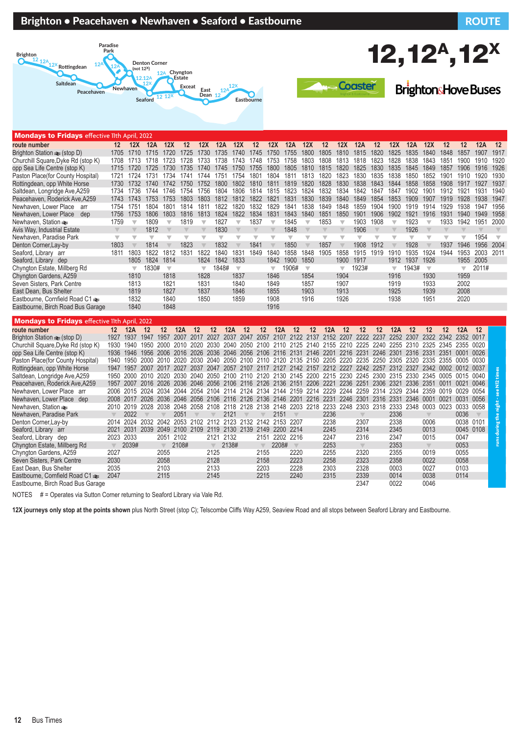# Brighton • Peacehaven • Newhaven • Seaford • Eastbourne

**ROUTE 12, 12A, 12X**

Coaster — Brighton & Hove Buses

## Mondays to Fridays effective 11th April, 2022

| route number | 12 | 12X | 12A | 12X | 12 | 12X | 12A | 12X | 12 | 12X | 12A | 12X | 12 | 12X | 12A | 12 | 12X | 12A | 12X | 12 | 12 | 12A | 12 |
|---|---|---|---|---|---|---|---|---|---|---|---|---|---|---|---|---|---|---|---|---|---|---|---|
| Brighton Station ⇌ (stop D) | 1705 | 1710 | 1715 | 1720 | 1725 | 1730 | 1735 | 1740 | 1745 | 1750 | 1755 | 1800 | 1805 | 1810 | 1815 | 1820 | 1825 | 1835 | 1840 | 1848 | 1857 | 1907 | 1917 |
| Churchill Square,Dyke Rd (stop K) | 1708 | 1713 | 1718 | 1723 | 1728 | 1733 | 1738 | 1743 | 1748 | 1753 | 1758 | 1803 | 1808 | 1813 | 1818 | 1823 | 1828 | 1838 | 1843 | 1851 | 1900 | 1910 | 1920 |
| opp Sea Life Centre (stop K) | 1715 | 1720 | 1725 | 1730 | 1735 | 1740 | 1745 | 1750 | 1755 | 1800 | 1805 | 1810 | 1815 | 1820 | 1825 | 1830 | 1835 | 1845 | 1849 | 1857 | 1906 | 1916 | 1926 |
| Paston Place(for County Hospital) | 1721 | 1724 | 1731 | 1734 | 1741 | 1744 | 1751 | 1754 | 1801 | 1804 | 1811 | 1813 | 1820 | 1823 | 1830 | 1835 | 1838 | 1850 | 1852 | 1901 | 1910 | 1920 | 1930 |
| Rottingdean, opp White Horse | 1730 | 1732 | 1740 | 1742 | 1750 | 1752 | 1800 | 1802 | 1810 | 1811 | 1819 | 1820 | 1828 | 1830 | 1838 | 1843 | 1844 | 1858 | 1858 | 1908 | 1917 | 1927 | 1937 |
| Saltdean, Longridge Ave,A259 | 1734 | 1736 | 1744 | 1746 | 1754 | 1756 | 1804 | 1806 | 1814 | 1815 | 1823 | 1824 | 1832 | 1834 | 1842 | 1847 | 1847 | 1902 | 1901 | 1912 | 1921 | 1931 | 1940 |
| Peacehaven, Roderick Ave,A259 | 1743 | 1743 | 1753 | 1753 | 1803 | 1803 | 1812 | 1812 | 1822 | 1821 | 1831 | 1830 | 1839 | 1840 | 1849 | 1854 | 1853 | 1909 | 1907 | 1919 | 1928 | 1938 | 1947 |
| Newhaven, Lower Place arr | 1754 | 1751 | 1804 | 1801 | 1814 | 1811 | 1822 | 1820 | 1832 | 1829 | 1841 | 1838 | 1849 | 1848 | 1859 | 1904 | 1900 | 1919 | 1914 | 1929 | 1938 | 1947 | 1956 |
| Newhaven, Lower Place dep | 1756 | 1753 | 1806 | 1803 | 1816 | 1813 | 1824 | 1822 | 1834 | 1831 | 1843 | 1840 | 1851 | 1850 | 1901 | 1906 | 1902 | 1921 | 1916 | 1931 | 1940 | 1949 | 1958 |
| Newhaven, Station ⇌ | 1759 | ▼ | 1809 | ▼ | 1819 | ▼ | 1827 | ▼ | 1837 | ▼ | 1845 | ▼ | 1853 | ▼ | 1903 | 1908 | ▼ | 1923 | ▼ | 1933 | 1942 | 1951 | 2000 |
| Avis Way, Industrial Estate | ▼ | ▼ | 1812 | ▼ | ▼ | ▼ | 1830 | ▼ | ▼ | ▼ | 1848 | ▼ | ▼ | ▼ | 1906 | ▼ | ▼ | 1926 | ▼ | ▼ | ▼ | ▼ | ▼ |
| Newhaven, Paradise Park | ▼ | ▼ | ▼ | ▼ | ▼ | ▼ | ▼ | ▼ | ▼ | ▼ | ▼ | ▼ | ▼ | ▼ | ▼ | ▼ | ▼ | ▼ | ▼ | ▼ | ▼ | 1954 | ▼ |
| Denton Corner,Lay-by | 1803 | | 1814 | | 1823 | | 1832 | | 1841 | ▼ | 1850 | | 1857 | ▼ | 1908 | 1912 | | 1928 | | 1937 | 1946 | 1956 | 2004 |
| Seaford, Library arr | 1811 | 1803 | 1822 | 1812 | 1831 | 1822 | 1840 | 1831 | 1849 | 1840 | 1858 | 1848 | 1905 | 1858 | 1915 | 1919 | 1910 | 1935 | 1924 | 1944 | 1953 | 2003 | 2011 |
| Seaford, Library dep | | 1805 | 1824 | 1814 | | 1824 | 1842 | 1833 | | 1842 | 1900 | 1850 | | 1900 | 1917 | | 1912 | 1937 | 1926 | | 1955 | 2005 | |
| Chyngton Estate, Millberg Rd | | ▼ | 1830# | ▼ | | ▼ | 1848# | ▼ | | ▼ | 1906# | ▼ | | ▼ | 1923# | | ▼ | 1943# | ▼ | | ▼ | 2011# | |
| Chyngton Gardens, A259 | | 1810 | | 1818 | | 1828 | | 1837 | | 1846 | | 1854 | | 1904 | | | 1916 | | 1930 | | 1959 | | |
| Seven Sisters, Park Centre | | 1813 | | 1821 | | 1831 | | 1840 | | 1849 | | 1857 | | 1907 | | | 1919 | | 1933 | | 2002 | | |
| East Dean, Bus Shelter | | 1819 | | 1827 | | 1837 | | 1846 | | 1855 | | 1903 | | 1913 | | | 1925 | | 1939 | | 2008 | | |
| Eastbourne, Cornfield Road C1 ⇌ | | 1832 | | 1840 | | 1850 | | 1859 | | 1908 | | 1916 | | 1926 | | | 1938 | | 1951 | | 2020 | | |
| Eastbourne, Birch Road Bus Garage | | 1840 | | 1848 | | | | | | 1916 | | | | | | | | | | | | | |

## Mondays to Fridays effective 11th April, 2022

| route number | 12 | 12A | 12 | 12 | 12A | 12 | 12 | 12A | 12 | 12 | 12A | 12 | 12 | 12A | 12 | 12 | 12 | 12A | 12 | 12 | 12 | 12A | 12 |
|---|---|---|---|---|---|---|---|---|---|---|---|---|---|---|---|---|---|---|---|---|---|---|---|
| Brighton Station ⇌ (stop D) | 1927 | 1937 | 1947 | 1957 | 2007 | 2017 | 2027 | 2037 | 2047 | 2057 | 2107 | 2122 | 2137 | 2152 | 2207 | 2222 | 2237 | 2252 | 2307 | 2322 | 2342 | 2352 | 0017 |
| Churchill Square,Dyke Rd (stop K) | 1930 | 1940 | 1950 | 2000 | 2010 | 2020 | 2030 | 2040 | 2050 | 2100 | 2110 | 2125 | 2140 | 2155 | 2210 | 2225 | 2240 | 2255 | 2310 | 2325 | 2345 | 2355 | 0020 |
| opp Sea Life Centre (stop K) | 1936 | 1946 | 1956 | 2006 | 2016 | 2026 | 2036 | 2046 | 2056 | 2106 | 2116 | 2131 | 2146 | 2201 | 2216 | 2231 | 2246 | 2301 | 2316 | 2331 | 2351 | 0001 | 0026 |
| Paston Place(for County Hospital) | 1940 | 1950 | 2000 | 2010 | 2020 | 2030 | 2040 | 2050 | 2100 | 2110 | 2120 | 2135 | 2150 | 2205 | 2220 | 2235 | 2250 | 2305 | 2320 | 2335 | 2355 | 0005 | 0030 |
| Rottingdean, opp White Horse | 1947 | 1957 | 2007 | 2017 | 2027 | 2037 | 2047 | 2057 | 2107 | 2117 | 2127 | 2142 | 2157 | 2212 | 2227 | 2242 | 2257 | 2312 | 2327 | 2342 | 0002 | 0012 | 0037 |
| Saltdean, Longridge Ave,A259 | 1950 | 2000 | 2010 | 2020 | 2030 | 2040 | 2050 | 2100 | 2110 | 2120 | 2130 | 2145 | 2200 | 2215 | 2230 | 2245 | 2300 | 2315 | 2330 | 2345 | 0005 | 0015 | 0040 |
| Peacehaven, Roderick Ave,A259 | 1957 | 2007 | 2016 | 2026 | 2036 | 2046 | 2056 | 2106 | 2116 | 2126 | 2136 | 2151 | 2206 | 2221 | 2236 | 2251 | 2306 | 2321 | 2336 | 2351 | 0011 | 0021 | 0046 |
| Newhaven, Lower Place arr | 2006 | 2015 | 2024 | 2034 | 2044 | 2054 | 2104 | 2114 | 2124 | 2134 | 2144 | 2159 | 2214 | 2229 | 2244 | 2259 | 2314 | 2329 | 2344 | 2359 | 0019 | 0029 | 0054 |
| Newhaven, Lower Place dep | 2008 | 2017 | 2026 | 2036 | 2046 | 2056 | 2106 | 2116 | 2126 | 2136 | 2146 | 2201 | 2216 | 2231 | 2246 | 2301 | 2316 | 2331 | 2346 | 0001 | 0021 | 0031 | 0056 |
| Newhaven, Station ⇌ | 2010 | 2019 | 2028 | 2038 | 2048 | 2058 | 2108 | 2118 | 2128 | 2138 | 2148 | 2203 | 2218 | 2233 | 2248 | 2303 | 2318 | 2333 | 2348 | 0003 | 0023 | 0033 | 0058 |
| Newhaven, Paradise Park | ▼ | 2022 | ▼ | ▼ | 2051 | ▼ | ▼ | 2121 | ▼ | ▼ | 2151 | ▼ | | 2236 | | ▼ | | 2336 | | ▼ | | 0036 | ▼ |
| Denton Corner,Lay-by | 2014 | 2024 | 2032 | 2042 | 2053 | 2102 | 2112 | 2123 | 2132 | 2142 | 2153 | 2207 | | 2238 | | 2307 | | 2338 | | 0006 | | 0038 | 0101 |
| Seaford, Library arr | 2021 | 2031 | 2039 | 2049 | 2100 | 2109 | 2119 | 2130 | 2139 | 2149 | 2200 | 2214 | | 2245 | | 2314 | | 2345 | | 0013 | | 0045 | 0108 |
| Seaford, Library dep | 2023 | 2033 | | 2051 | 2102 | | 2121 | 2132 | | 2151 | 2202 | 2216 | | 2247 | | 2316 | | 2347 | | 0015 | | 0047 | |
| Chyngton Estate, Millberg Rd | ▼ | 2039# | | ▼ | 2108# | | ▼ | 2138# | | ▼ | 2208# | ▼ | | 2253 | | ▼ | | 2353 | | ▼ | | 0053 | |
| Chyngton Gardens, A259 | 2027 | | | 2055 | | | 2125 | | | 2155 | | 2220 | | 2255 | | 2320 | | 2355 | | 0019 | | 0055 | |
| Seven Sisters, Park Centre | 2030 | | | 2058 | | | 2128 | | | 2158 | | 2223 | | 2258 | | 2323 | | 2358 | | 0022 | | 0058 | |
| East Dean, Bus Shelter | 2035 | | | 2103 | | | 2133 | | | 2203 | | 2228 | | 2303 | | 2328 | | 0003 | | 0027 | | 0103 | |
| Eastbourne, Cornfield Road C1 ⇌ | 2047 | | | 2115 | | | 2145 | | | 2215 | | 2240 | | 2315 | | 2339 | | 0014 | | 0038 | | 0114 | |
| Eastbourne, Birch Road Bus Garage | | | | | | | | | | | | | | | | 2347 | | 0022 | | 0046 | | | |

runs during the night - see N12 times

NOTES # = Operates via Sutton Corner returning to Seaford Library via Vale Rd.

**12X journeys only stop at the points shown** plus North Street (stop C); Telscombe Cliffs Way A259, Seaview Road and all stops between Seaford Library and Eastbourne.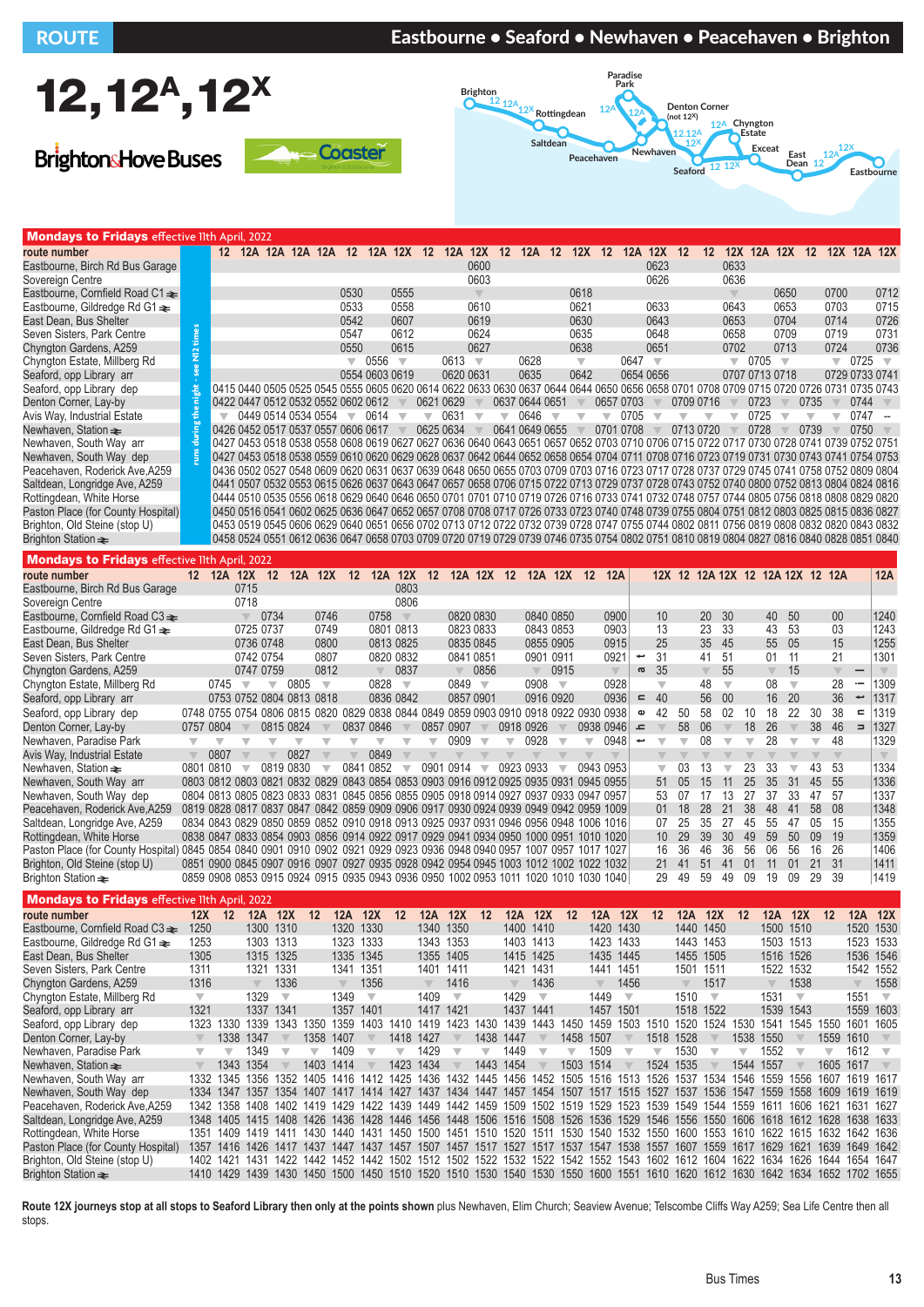# ROUTE Eastbourne • Seaford • Newhaven • Peacehaven • Brighton

# 12, 12A, 12X

Brighton & Hove Buses · Coaster

## Mondays to Fridays effective 11th April, 2022

Columns 1–5 run during the night – see N12 times.

| route number | 12 | 12A | 12A | 12A | 12A | 12 | 12A | 12X | 12 | 12A | 12X | 12 | 12A | 12 | 12X | 12 | 12A | 12X | 12 | 12 | 12X | 12A | 12X | 12 | 12X | 12A | 12X |
|---|---|---|---|---|---|---|---|---|---|---|---|---|---|---|---|---|---|---|---|---|---|---|---|---|---|---|---|
| Eastbourne, Birch Rd Bus Garage | | | | | | | | | | | 0600 | | | | | | | 0623 | | | 0633 | | | | | | |
| Sovereign Centre | | | | | | | | | | | 0603 | | | | | | | 0626 | | | 0636 | | | | | | |
| Eastbourne, Cornfield Road C1 | | | | | | 0530 | | 0555 | | | ▼ | | | | 0618 | | | | | | | | 0650 | | 0700 | | 0712 |
| Eastbourne, Gildredge Rd G1 | | | | | | 0533 | | 0558 | | | 0610 | | | | 0621 | | | 0633 | | | 0643 | | 0653 | | 0703 | | 0715 |
| East Dean, Bus Shelter | | | | | | 0542 | | 0607 | | | 0619 | | | | 0630 | | | 0643 | | | 0653 | | 0704 | | 0714 | | 0726 |
| Seven Sisters, Park Centre | | | | | | 0547 | | 0612 | | | 0624 | | | | 0635 | | | 0648 | | | 0658 | | 0709 | | 0719 | | 0731 |
| Chyngton Gardens, A259 | | | | | | 0550 | | 0615 | | | 0627 | | | | 0638 | | | 0651 | | | 0702 | | 0713 | | 0724 | | 0736 |
| Chyngton Estate, Millberg Rd | | | | | | ▼ | 0556 | ▼ | | 0613 | ▼ | | 0628 | | ▼ | | 0647 | ▼ | | | ▼ | 0705 | ▼ | | ▼ | 0725 | ▼ |
| Seaford, opp Library arr | | | | | | 0554 | 0603 | 0619 | | 0620 | 0631 | | 0635 | | 0642 | | 0654 | 0656 | | | 0707 | 0713 | 0718 | | 0729 | 0733 | 0741 |
| Seaford, opp Library dep | 0415 | 0440 | 0505 | 0525 | 0545 | 0555 | 0605 | 0620 | 0614 | 0622 | 0633 | 0630 | 0637 | 0644 | 0644 | 0650 | 0656 | 0658 | 0701 | 0708 | 0709 | 0715 | 0720 | 0726 | 0731 | 0735 | 0743 |
| Denton Corner, Lay-by | 0422 | 0447 | 0512 | 0532 | 0552 | 0602 | 0612 | ▼ | 0621 | 0629 | ▼ | 0637 | 0644 | 0651 | ▼ | 0657 | 0703 | ▼ | 0709 | 0716 | ▼ | 0723 | ▼ | 0735 | ▼ | 0744 | ▼ |
| Avis Way, Industrial Estate | ▼ | 0449 | 0514 | 0534 | 0554 | ▼ | 0614 | ▼ | ▼ | 0631 | ▼ | ▼ | 0646 | ▼ | ▼ | ▼ | 0705 | ▼ | ▼ | ▼ | ▼ | 0725 | ▼ | ▼ | ▼ | 0747 | -- |
| Newhaven, Station | 0426 | 0452 | 0517 | 0537 | 0557 | 0606 | 0617 | ▼ | 0625 | 0634 | ▼ | 0641 | 0649 | 0655 | ▼ | 0701 | 0708 | ▼ | 0713 | 0720 | ▼ | 0728 | ▼ | 0739 | ▼ | 0750 | ▼ |
| Newhaven, South Way arr | 0427 | 0453 | 0518 | 0538 | 0558 | 0608 | 0619 | 0627 | 0627 | 0636 | 0640 | 0643 | 0651 | 0657 | 0652 | 0703 | 0710 | 0706 | 0713 | 0716 | 0722 | 0730 | 0728 | 0741 | 0739 | 0752 | 0751 |
| Newhaven, South Way dep | 0427 | 0453 | 0518 | 0538 | 0559 | 0610 | 0620 | 0629 | 0628 | 0637 | 0642 | 0644 | 0652 | 0658 | 0654 | 0704 | 0711 | 0708 | 0716 | 0723 | 0719 | 0731 | 0730 | 0743 | 0741 | 0754 | 0753 |
| Peacehaven, Roderick Ave, A259 | 0436 | 0502 | 0527 | 0548 | 0609 | 0620 | 0631 | 0637 | 0639 | 0648 | 0650 | 0655 | 0703 | 0709 | 0703 | 0717 | 0723 | 0717 | 0729 | 0737 | 0728 | 0745 | 0741 | 0758 | 0752 | 0809 | 0804 |
| Saltdean, Longridge Ave, A259 | 0441 | 0507 | 0532 | 0553 | 0615 | 0626 | 0637 | 0643 | 0647 | 0657 | 0658 | 0706 | 0715 | 0722 | 0713 | 0729 | 0737 | 0728 | 0743 | 0752 | 0740 | 0800 | 0752 | 0813 | 0804 | 0824 | 0816 |
| Rottingdean, White Horse | 0444 | 0510 | 0535 | 0556 | 0618 | 0629 | 0640 | 0646 | 0650 | 0701 | 0701 | 0710 | 0719 | 0726 | 0716 | 0733 | 0741 | 0732 | 0748 | 0757 | 0744 | 0805 | 0756 | 0818 | 0808 | 0829 | 0820 |
| Paston Place (for County Hospital) | 0450 | 0516 | 0541 | 0602 | 0625 | 0636 | 0647 | 0652 | 0657 | 0708 | 0708 | 0717 | 0726 | 0733 | 0723 | 0740 | 0748 | 0739 | 0755 | 0804 | 0751 | 0812 | 0803 | 0825 | 0815 | 0836 | 0827 |
| Brighton, Old Steine (stop U) | 0453 | 0519 | 0545 | 0606 | 0629 | 0640 | 0651 | 0656 | 0702 | 0713 | 0712 | 0722 | 0732 | 0739 | 0728 | 0747 | 0755 | 0744 | 0802 | 0811 | 0756 | 0819 | 0808 | 0832 | 0820 | 0843 | 0832 |
| Brighton Station | 0458 | 0524 | 0551 | 0612 | 0636 | 0647 | 0658 | 0703 | 0709 | 0720 | 0719 | 0729 | 0739 | 0746 | 0735 | 0754 | 0802 | 0751 | 0810 | 0819 | 0804 | 0827 | 0816 | 0840 | 0828 | 0851 | 0840 |

## Mondays to Fridays effective 11th April, 2022

| route number | 12 | 12A | 12X | 12 | 12A | 12X | 12 | 12A | 12X | 12 | 12A | 12X | 12 | 12A | 12X | 12 | 12A | then at these minutes past each hour | 12X | 12 | 12A | 12X | 12 | 12A | 12X | 12 | 12A | until | 12A |
|---|---|---|---|---|---|---|---|---|---|---|---|---|---|---|---|---|---|---|---|---|---|---|---|---|---|---|---|---|---|
| Eastbourne, Birch Rd Bus Garage | | | 0715 | | | | | | 0803 | | | | | | | | | | | | | | | | | | | | |
| Sovereign Centre | | | 0718 | | | | | | 0806 | | | | | | | | | | | | | | | | | | | | |
| Eastbourne, Cornfield Road C3 | | | ▼ | 0734 | | 0746 | 0758 | | ▼ | 0820 | | 0830 | 0840 | | 0850 | 0900 | | | 10 | 20 | | 30 | 40 | | 50 | 00 | | | 1240 |
| Eastbourne, Gildredge Rd G1 | | | 0725 | 0737 | | 0749 | 0801 | | 0813 | 0823 | | 0833 | 0843 | | 0853 | 0903 | | | 13 | 23 | | 33 | 43 | | 53 | 03 | | | 1243 |
| East Dean, Bus Shelter | | | 0736 | 0748 | | 0800 | 0813 | | 0825 | 0835 | | 0845 | 0855 | | 0905 | 0915 | | | 25 | 35 | | 45 | 55 | | 05 | 15 | | | 1255 |
| Seven Sisters, Park Centre | | | 0742 | 0754 | | 0807 | 0820 | | 0832 | 0841 | | 0851 | 0901 | | 0911 | 0921 | | | 31 | 41 | | 51 | 01 | | 11 | 21 | | | 1301 |
| Chyngton Gardens, A259 | | | 0747 | 0759 | | 0812 | ▼ | | 0837 | ▼ | | 0856 | ▼ | | 0915 | ▼ | | | 35 | ▼ | | 55 | ▼ | | 15 | ▼ | | | ▼ |
| Chyngton Estate, Millberg Rd | | 0745 | ▼ | ▼ | 0805 | ▼ | | 0828 | ▼ | | 0849 | ▼ | | 0908 | ▼ | | 0928 | | ▼ | | 48 | ▼ | | 08 | ▼ | | 28 | | 1309 |
| Seaford, opp Library arr | | 0753 | 0752 | 0804 | 0813 | 0818 | | 0836 | 0842 | | 0857 | 0901 | | 0916 | 0920 | | 0936 | | 40 | | 56 | 00 | | 16 | 20 | | 36 | | 1317 |
| Seaford, opp Library dep | 0748 | 0755 | 0754 | 0806 | 0815 | 0820 | 0829 | 0838 | 0844 | 0849 | 0859 | 0903 | 0910 | 0918 | 0922 | 0930 | 0938 | | 42 | 50 | 58 | 02 | 10 | 18 | 22 | 30 | 38 | | 1319 |
| Denton Corner, Lay-by | 0757 | 0804 | ▼ | 0815 | 0824 | ▼ | 0837 | 0846 | ▼ | 0857 | 0907 | ▼ | 0918 | 0926 | ▼ | 0938 | 0946 | | ▼ | 58 | 06 | ▼ | 18 | 26 | ▼ | 38 | 46 | | 1327 |
| Newhaven, Paradise Park | ▼ | ▼ | ▼ | ▼ | ▼ | ▼ | ▼ | ▼ | ▼ | ▼ | 0909 | ▼ | ▼ | 0928 | ▼ | ▼ | 0948 | | ▼ | ▼ | 08 | ▼ | ▼ | 28 | ▼ | ▼ | 48 | | 1329 |
| Avis Way, Industrial Estate | ▼ | 0807 | ▼ | ▼ | 0827 | ▼ | ▼ | 0849 | ▼ | ▼ | ▼ | ▼ | ▼ | ▼ | ▼ | ▼ | ▼ | | ▼ | ▼ | ▼ | ▼ | ▼ | ▼ | ▼ | ▼ | ▼ | | ▼ |
| Newhaven, Station | 0801 | 0810 | ▼ | 0819 | 0830 | ▼ | 0841 | 0852 | ▼ | 0901 | 0914 | ▼ | 0923 | 0933 | ▼ | 0943 | 0953 | | ▼ | 03 | 13 | ▼ | 23 | 33 | ▼ | 43 | 53 | | 1334 |
| Newhaven, South Way arr | 0803 | 0812 | 0803 | 0821 | 0832 | 0829 | 0843 | 0854 | 0853 | 0903 | 0916 | 0912 | 0925 | 0935 | 0931 | 0945 | 0955 | | 51 | 05 | 15 | 11 | 25 | 35 | 31 | 45 | 55 | | 1336 |
| Newhaven, South Way dep | 0804 | 0813 | 0805 | 0823 | 0833 | 0831 | 0845 | 0856 | 0855 | 0905 | 0918 | 0914 | 0927 | 0937 | 0933 | 0947 | 0957 | | 53 | 07 | 17 | 13 | 27 | 37 | 33 | 47 | 57 | | 1337 |
| Peacehaven, Roderick Ave, A259 | 0819 | 0828 | 0817 | 0837 | 0847 | 0842 | 0859 | 0906 | 0906 | 0917 | 0930 | 0924 | 0939 | 0949 | 0942 | 0959 | 1009 | | 01 | 18 | 28 | 21 | 38 | 48 | 41 | 58 | 08 | | 1348 |
| Saltdean, Longridge Ave, A259 | 0834 | 0843 | 0829 | 0850 | 0859 | 0852 | 0910 | 0918 | 0913 | 0925 | 0937 | 0931 | 0946 | 0956 | 0948 | 1006 | 1016 | | 07 | 25 | 35 | 27 | 45 | 55 | 47 | 05 | 15 | | 1355 |
| Rottingdean, White Horse | 0838 | 0847 | 0833 | 0854 | 0903 | 0856 | 0914 | 0922 | 0917 | 0929 | 0941 | 0934 | 0950 | 1000 | 0951 | 1010 | 1020 | | 10 | 29 | 39 | 30 | 49 | 59 | 50 | 09 | 19 | | 1359 |
| Paston Place (for County Hospital) | 0845 | 0854 | 0840 | 0901 | 0910 | 0902 | 0921 | 0929 | 0923 | 0936 | 0948 | 0940 | 0957 | 1007 | 0957 | 1017 | 1027 | | 16 | 36 | 46 | 36 | 56 | 06 | 56 | 16 | 26 | | 1406 |
| Brighton, Old Steine (stop U) | 0851 | 0900 | 0845 | 0907 | 0916 | 0907 | 0927 | 0935 | 0928 | 0942 | 0954 | 0945 | 1003 | 1012 | 1002 | 1022 | 1032 | | 21 | 41 | 51 | 41 | 01 | 11 | 01 | 21 | 31 | | 1411 |
| Brighton Station | 0859 | 0908 | 0853 | 0915 | 0924 | 0915 | 0935 | 0943 | 0936 | 0950 | 1002 | 0953 | 1011 | 1020 | 1010 | 1030 | 1040 | | 29 | 49 | 59 | 49 | 09 | 19 | 09 | 29 | 39 | | 1419 |

## Mondays to Fridays effective 11th April, 2022

| route number | 12X | 12 | 12A | 12X | 12 | 12A | 12X | 12 | 12A | 12X | 12 | 12A | 12X | 12 | 12A | 12X | 12 | 12A | 12X | 12 | 12A | 12X | 12 | 12A | 12X |
|---|---|---|---|---|---|---|---|---|---|---|---|---|---|---|---|---|---|---|---|---|---|---|---|---|---|
| Eastbourne, Cornfield Road C3 | 1250 | 1300 | | 1310 | 1320 | | 1330 | 1340 | | 1350 | 1400 | | 1410 | 1420 | | 1430 | 1440 | | 1450 | 1500 | | 1510 | 1520 | | 1530 |
| Eastbourne, Gildredge Rd G1 | 1253 | 1303 | | 1313 | 1323 | | 1333 | 1343 | | 1353 | 1403 | | 1413 | 1423 | | 1433 | 1443 | | 1453 | 1503 | | 1513 | 1523 | | 1533 |
| East Dean, Bus Shelter | 1305 | 1315 | | 1325 | 1335 | | 1345 | 1355 | | 1405 | 1415 | | 1425 | 1435 | | 1445 | 1455 | | 1505 | 1516 | | 1526 | 1536 | | 1546 |
| Seven Sisters, Park Centre | 1311 | 1321 | | 1331 | 1341 | | 1351 | 1401 | | 1411 | 1421 | | 1431 | 1441 | | 1451 | 1501 | | 1511 | 1522 | | 1532 | 1542 | | 1552 |
| Chyngton Gardens, A259 | 1316 | ▼ | | 1336 | ▼ | | 1356 | ▼ | | 1416 | ▼ | | 1436 | ▼ | | 1456 | ▼ | | 1517 | ▼ | | 1538 | ▼ | | 1558 |
| Chyngton Estate, Millberg Rd | ▼ | | 1329 | ▼ | | 1349 | ▼ | | 1409 | ▼ | | 1429 | ▼ | | 1449 | ▼ | | 1510 | ▼ | | 1531 | ▼ | | 1551 | ▼ |
| Seaford, opp Library arr | 1321 | | 1337 | 1341 | | 1357 | 1401 | | 1417 | 1421 | | 1437 | 1441 | | 1457 | 1501 | | 1518 | 1522 | | 1539 | 1543 | | 1559 | 1603 |
| Seaford, opp Library dep | 1323 | 1330 | 1339 | 1343 | 1350 | 1359 | 1403 | 1410 | 1419 | 1423 | 1430 | 1439 | 1443 | 1450 | 1459 | 1503 | 1510 | 1520 | 1524 | 1530 | 1541 | 1545 | 1550 | 1601 | 1605 |
| Denton Corner, Lay-by | ▼ | 1338 | 1347 | ▼ | 1358 | 1407 | ▼ | 1418 | 1427 | ▼ | 1438 | 1447 | ▼ | 1458 | 1507 | ▼ | 1518 | 1528 | ▼ | 1538 | 1550 | ▼ | 1559 | 1610 | ▼ |
| Newhaven, Paradise Park | ▼ | ▼ | 1349 | ▼ | ▼ | 1409 | ▼ | ▼ | 1429 | ▼ | ▼ | 1449 | ▼ | ▼ | 1509 | ▼ | ▼ | 1530 | ▼ | ▼ | 1552 | ▼ | ▼ | 1612 | ▼ |
| Newhaven, Station | ▼ | 1343 | 1354 | ▼ | 1403 | 1414 | ▼ | 1423 | 1434 | ▼ | 1443 | 1454 | ▼ | 1503 | 1514 | ▼ | 1524 | 1535 | ▼ | 1544 | 1557 | ▼ | 1605 | 1617 | ▼ |
| Newhaven, South Way arr | 1332 | 1345 | 1356 | 1352 | 1405 | 1416 | 1412 | 1425 | 1436 | 1432 | 1445 | 1456 | 1452 | 1505 | 1516 | 1513 | 1526 | 1537 | 1534 | 1546 | 1559 | 1556 | 1607 | 1619 | 1617 |
| Newhaven, South Way dep | 1334 | 1347 | 1357 | 1354 | 1407 | 1417 | 1414 | 1427 | 1437 | 1434 | 1447 | 1457 | 1454 | 1507 | 1517 | 1515 | 1527 | 1537 | 1536 | 1547 | 1559 | 1559 | 1609 | 1619 | 1619 |
| Peacehaven, Roderick Ave, A259 | 1342 | 1358 | 1408 | 1402 | 1419 | 1429 | 1422 | 1439 | 1449 | 1442 | 1459 | 1509 | 1502 | 1519 | 1529 | 1523 | 1539 | 1549 | 1544 | 1559 | 1611 | 1606 | 1621 | 1631 | 1627 |
| Saltdean, Longridge Ave, A259 | 1348 | 1405 | 1415 | 1408 | 1426 | 1436 | 1428 | 1446 | 1456 | 1448 | 1506 | 1516 | 1508 | 1526 | 1536 | 1529 | 1546 | 1556 | 1550 | 1606 | 1618 | 1612 | 1628 | 1638 | 1633 |
| Rottingdean, White Horse | 1351 | 1409 | 1419 | 1411 | 1430 | 1440 | 1431 | 1450 | 1500 | 1451 | 1510 | 1520 | 1511 | 1530 | 1540 | 1532 | 1550 | 1600 | 1553 | 1610 | 1622 | 1615 | 1632 | 1642 | 1636 |
| Paston Place (for County Hospital) | 1357 | 1416 | 1426 | 1417 | 1437 | 1447 | 1437 | 1457 | 1507 | 1457 | 1517 | 1527 | 1517 | 1537 | 1547 | 1538 | 1557 | 1607 | 1559 | 1617 | 1629 | 1621 | 1639 | 1649 | 1642 |
| Brighton, Old Steine (stop U) | 1402 | 1421 | 1431 | 1422 | 1442 | 1452 | 1442 | 1502 | 1512 | 1502 | 1522 | 1532 | 1522 | 1542 | 1552 | 1543 | 1602 | 1612 | 1604 | 1622 | 1634 | 1626 | 1644 | 1654 | 1647 |
| Brighton Station | 1410 | 1429 | 1439 | 1430 | 1450 | 1500 | 1450 | 1510 | 1520 | 1510 | 1530 | 1540 | 1530 | 1550 | 1600 | 1551 | 1610 | 1620 | 1612 | 1630 | 1642 | 1634 | 1652 | 1702 | 1655 |

**Route 12X journeys stop at all stops to Seaford Library then only at the points shown** plus Newhaven, Elim Church; Seaview Avenue; Telscombe Cliffs Way A259; Sea Life Centre then all stops.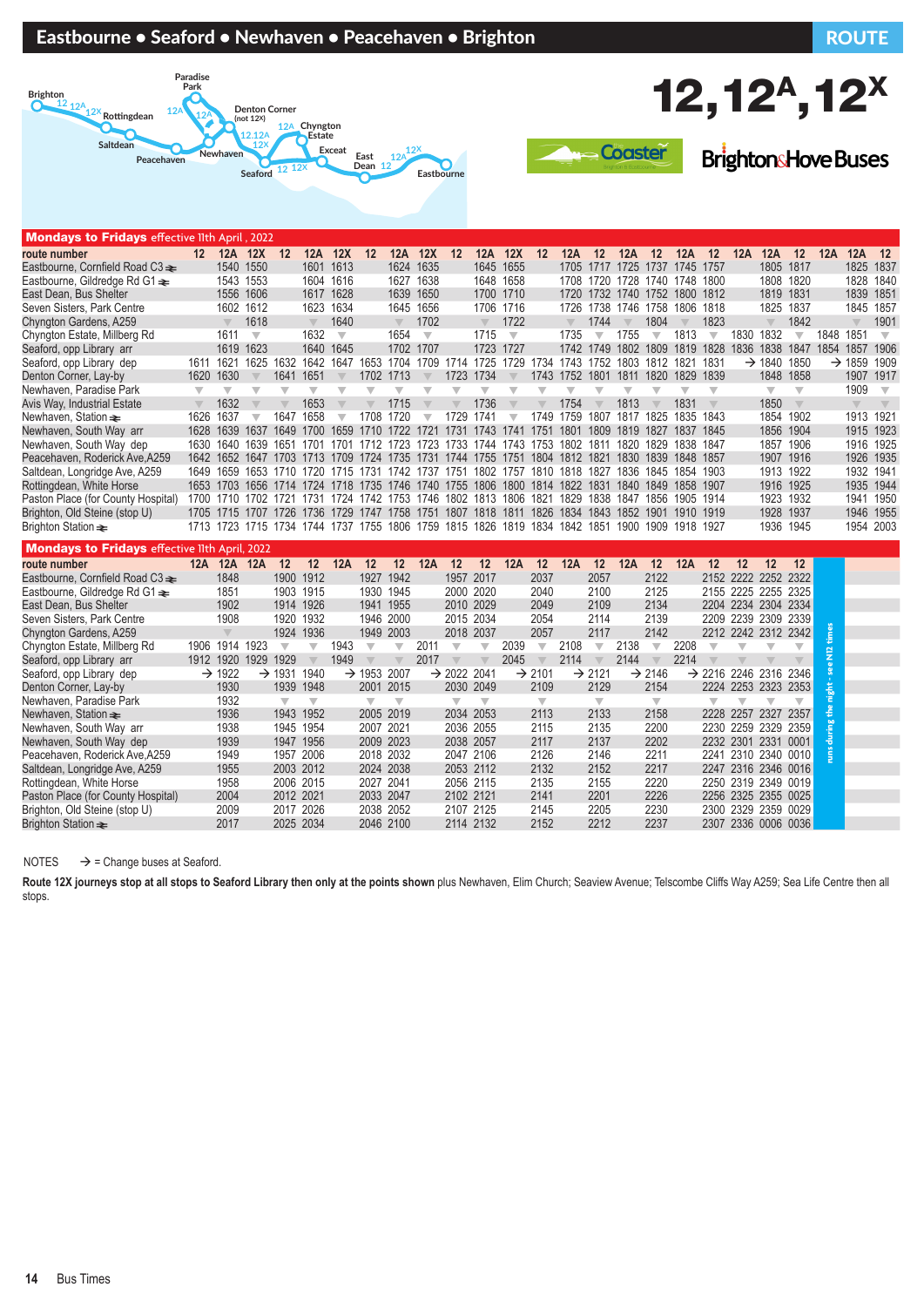# Eastbourne • Seaford • Newhaven • Peacehaven • Brighton

ROUTE **12, 12A, 12X**

Coaster · Brighton & Hove Buses

## Mondays to Fridays effective 11th April, 2022

| route number | 12 | 12A | 12X | 12 | 12A | 12X | 12 | 12A | 12X | 12 | 12A | 12X | 12 | 12A | 12 | 12A | 12 | 12A | 12 | 12A | 12A | 12 | 12A | 12A | 12 |
|---|---|---|---|---|---|---|---|---|---|---|---|---|---|---|---|---|---|---|---|---|---|---|---|---|---|
| Eastbourne, Cornfield Road C3 ⇌ | | 1540 | 1550 | | 1601 | 1613 | | 1624 | 1635 | | 1645 | 1655 | | 1705 | 1717 | 1725 | 1737 | 1745 | 1757 | | 1805 | 1817 | | 1825 | 1837 |
| Eastbourne, Gildredge Rd G1 ⇌ | | 1543 | 1553 | | 1604 | 1616 | | 1627 | 1638 | | 1648 | 1658 | | 1708 | 1720 | 1728 | 1740 | 1748 | 1800 | | 1808 | 1820 | | 1828 | 1840 |
| East Dean, Bus Shelter | | 1556 | 1606 | | 1617 | 1628 | | 1639 | 1650 | | 1700 | 1710 | | 1720 | 1732 | 1740 | 1752 | 1800 | 1812 | | 1819 | 1831 | | 1839 | 1851 |
| Seven Sisters, Park Centre | | 1602 | 1612 | | 1623 | 1634 | | 1645 | 1656 | | 1706 | 1716 | | 1726 | 1738 | 1746 | 1758 | 1806 | 1818 | | 1825 | 1837 | | 1845 | 1857 |
| Chyngton Gardens, A259 | | ▼ | 1618 | | ▼ | 1640 | | ▼ | 1702 | | ▼ | 1722 | | ▼ | 1744 | ▼ | 1804 | ▼ | 1823 | | ▼ | 1842 | | ▼ | 1901 |
| Chyngton Estate, Millberg Rd | | 1611 | ▼ | | 1632 | ▼ | | 1654 | ▼ | | 1715 | ▼ | | 1735 | ▼ | 1755 | ▼ | 1813 | ▼ | 1830 | 1832 | ▼ | 1848 | 1851 | ▼ |
| Seaford, opp Library arr | | 1619 | 1623 | | 1640 | 1645 | | 1702 | 1707 | | 1723 | 1727 | | 1742 | 1749 | 1802 | 1809 | 1819 | 1828 | 1836 | 1838 | 1847 | 1854 | 1857 | 1906 |
| Seaford, opp Library dep | 1611 | 1621 | 1625 | 1632 | 1642 | 1647 | 1653 | 1704 | 1709 | 1714 | 1725 | 1729 | 1734 | 1743 | 1752 | 1803 | 1812 | 1821 | 1831 | | → 1840 | 1850 | | → 1859 | 1909 |
| Denton Corner, Lay-by | 1620 | 1630 | ▼ | 1641 | 1651 | ▼ | 1702 | 1713 | ▼ | 1723 | 1734 | ▼ | 1743 | 1752 | 1801 | 1811 | 1820 | 1829 | 1839 | | 1848 | 1858 | | 1907 | 1917 |
| Newhaven, Paradise Park | ▼ | ▼ | ▼ | ▼ | ▼ | ▼ | ▼ | ▼ | ▼ | ▼ | ▼ | ▼ | ▼ | ▼ | ▼ | ▼ | ▼ | ▼ | ▼ | | ▼ | ▼ | | 1909 | ▼ |
| Avis Way, Industrial Estate | ▼ | 1632 | ▼ | ▼ | 1653 | ▼ | ▼ | 1715 | ▼ | ▼ | 1736 | ▼ | ▼ | 1754 | ▼ | 1813 | ▼ | 1831 | ▼ | | 1850 | ▼ | | ▼ | ▼ |
| Newhaven, Station ⇌ | 1626 | 1637 | ▼ | 1647 | 1658 | ▼ | 1708 | 1720 | ▼ | 1729 | 1741 | ▼ | 1749 | 1759 | 1807 | 1817 | 1825 | 1835 | 1843 | | 1854 | 1902 | | 1913 | 1921 |
| Newhaven, South Way arr | 1628 | 1639 | 1637 | 1649 | 1700 | 1659 | 1710 | 1722 | 1721 | 1731 | 1743 | 1741 | 1751 | 1801 | 1809 | 1819 | 1827 | 1837 | 1845 | | 1856 | 1904 | | 1915 | 1923 |
| Newhaven, South Way dep | 1630 | 1640 | 1639 | 1651 | 1701 | 1701 | 1712 | 1723 | 1723 | 1733 | 1744 | 1743 | 1753 | 1802 | 1811 | 1820 | 1829 | 1838 | 1847 | | 1857 | 1906 | | 1916 | 1925 |
| Peacehaven, Roderick Ave,A259 | 1642 | 1652 | 1647 | 1703 | 1713 | 1709 | 1724 | 1735 | 1731 | 1744 | 1755 | 1751 | 1804 | 1812 | 1821 | 1830 | 1839 | 1848 | 1857 | | 1907 | 1916 | | 1926 | 1935 |
| Saltdean, Longridge Ave, A259 | 1649 | 1659 | 1653 | 1710 | 1720 | 1715 | 1731 | 1742 | 1737 | 1751 | 1802 | 1757 | 1810 | 1818 | 1827 | 1836 | 1845 | 1854 | 1903 | | 1913 | 1922 | | 1932 | 1941 |
| Rottingdean, White Horse | 1653 | 1703 | 1656 | 1714 | 1724 | 1718 | 1735 | 1746 | 1740 | 1755 | 1806 | 1800 | 1814 | 1822 | 1831 | 1840 | 1849 | 1858 | 1907 | | 1916 | 1925 | | 1935 | 1944 |
| Paston Place (for County Hospital) | 1700 | 1710 | 1702 | 1721 | 1731 | 1724 | 1742 | 1753 | 1746 | 1802 | 1813 | 1806 | 1821 | 1829 | 1838 | 1847 | 1856 | 1905 | 1914 | | 1923 | 1932 | | 1941 | 1950 |
| Brighton, Old Steine (stop U) | 1705 | 1715 | 1707 | 1726 | 1736 | 1729 | 1747 | 1758 | 1751 | 1807 | 1818 | 1811 | 1826 | 1834 | 1843 | 1852 | 1901 | 1910 | 1919 | | 1928 | 1937 | | 1946 | 1955 |
| Brighton Station ⇌ | 1713 | 1723 | 1715 | 1734 | 1744 | 1737 | 1755 | 1806 | 1759 | 1815 | 1826 | 1819 | 1834 | 1842 | 1851 | 1900 | 1909 | 1918 | 1927 | | 1936 | 1945 | | 1954 | 2003 |

## Mondays to Fridays effective 11th April, 2022

| route number | 12A | 12A | 12A | 12 | 12 | 12A | 12 | 12 | 12A | 12 | 12 | 12A | 12 | 12A | 12 | 12A | 12 | 12A | 12 | 12 | 12 | 12 |
|---|---|---|---|---|---|---|---|---|---|---|---|---|---|---|---|---|---|---|---|---|---|---|
| Eastbourne, Cornfield Road C3 ⇌ | | 1848 | | 1900 | 1912 | | 1927 | 1942 | | 1957 | 2017 | | 2037 | | 2057 | | 2122 | | 2152 | 2222 | 2252 | 2322 |
| Eastbourne, Gildredge Rd G1 ⇌ | | 1851 | | 1903 | 1915 | | 1930 | 1945 | | 2000 | 2020 | | 2040 | | 2100 | | 2125 | | 2155 | 2225 | 2255 | 2325 |
| East Dean, Bus Shelter | | 1902 | | 1914 | 1926 | | 1941 | 1955 | | 2010 | 2029 | | 2049 | | 2109 | | 2134 | | 2204 | 2234 | 2304 | 2334 |
| Seven Sisters, Park Centre | | 1908 | | 1920 | 1932 | | 1946 | 2000 | | 2015 | 2034 | | 2054 | | 2114 | | 2139 | | 2209 | 2239 | 2309 | 2339 |
| Chyngton Gardens, A259 | | ▼ | | 1924 | 1936 | | 1949 | 2003 | | 2018 | 2037 | | 2057 | | 2117 | | 2142 | | 2212 | 2242 | 2312 | 2342 |
| Chyngton Estate, Millberg Rd | 1906 | 1914 | 1923 | ▼ | ▼ | 1943 | ▼ | ▼ | 2011 | ▼ | ▼ | 2039 | ▼ | 2108 | ▼ | 2138 | ▼ | 2208 | ▼ | ▼ | ▼ | ▼ |
| Seaford, opp Library arr | 1912 | 1920 | 1929 | 1929 | ▼ | 1949 | ▼ | ▼ | 2017 | ▼ | ▼ | 2045 | ▼ | 2114 | ▼ | 2144 | ▼ | 2214 | ▼ | ▼ | ▼ | ▼ |
| Seaford, opp Library dep | | → 1922 | | → 1931 | 1940 | | → 1953 | 2007 | | → 2022 | 2041 | | → 2101 | | → 2121 | | → 2146 | | → 2216 | 2246 | 2316 | 2346 |
| Denton Corner, Lay-by | | 1930 | | 1939 | 1948 | | 2001 | 2015 | | 2030 | 2049 | | 2109 | | 2129 | | 2154 | | 2224 | 2253 | 2323 | 2353 |
| Newhaven, Paradise Park | | 1932 | | ▼ | ▼ | | ▼ | ▼ | | ▼ | ▼ | | ▼ | | ▼ | | ▼ | | ▼ | ▼ | ▼ | ▼ |
| Newhaven, Station ⇌ | | 1936 | | 1943 | 1952 | | 2005 | 2019 | | 2034 | 2053 | | 2113 | | 2133 | | 2158 | | 2228 | 2257 | 2327 | 2357 |
| Newhaven, South Way arr | | 1938 | | 1945 | 1954 | | 2007 | 2021 | | 2036 | 2055 | | 2115 | | 2135 | | 2200 | | 2230 | 2259 | 2329 | 2359 |
| Newhaven, South Way dep | | 1939 | | 1947 | 1956 | | 2009 | 2023 | | 2038 | 2057 | | 2117 | | 2137 | | 2202 | | 2232 | 2301 | 2331 | 0001 |
| Peacehaven, Roderick Ave,A259 | | 1949 | | 1957 | 2006 | | 2018 | 2032 | | 2047 | 2106 | | 2126 | | 2146 | | 2211 | | 2241 | 2310 | 2340 | 0010 |
| Saltdean, Longridge Ave, A259 | | 1955 | | 2003 | 2012 | | 2024 | 2038 | | 2053 | 2112 | | 2132 | | 2152 | | 2217 | | 2247 | 2316 | 2346 | 0016 |
| Rottingdean, White Horse | | 1958 | | 2006 | 2015 | | 2027 | 2041 | | 2056 | 2115 | | 2135 | | 2155 | | 2220 | | 2250 | 2319 | 2349 | 0019 |
| Paston Place (for County Hospital) | | 2004 | | 2012 | 2021 | | 2033 | 2047 | | 2102 | 2121 | | 2141 | | 2201 | | 2226 | | 2256 | 2325 | 2355 | 0025 |
| Brighton, Old Steine (stop U) | | 2009 | | 2017 | 2026 | | 2038 | 2052 | | 2107 | 2125 | | 2145 | | 2205 | | 2230 | | 2300 | 2329 | 2359 | 0029 |
| Brighton Station ⇌ | | 2017 | | 2025 | 2034 | | 2046 | 2100 | | 2114 | 2132 | | 2152 | | 2212 | | 2237 | | 2307 | 2336 | 0006 | 0036 |

runs during the night - see N12 times

NOTES → = Change buses at Seaford.

**Route 12X journeys stop at all stops to Seaford Library then only at the points shown** plus Newhaven, Elim Church; Seaview Avenue; Telscombe Cliffs Way A259; Sea Life Centre then all stops.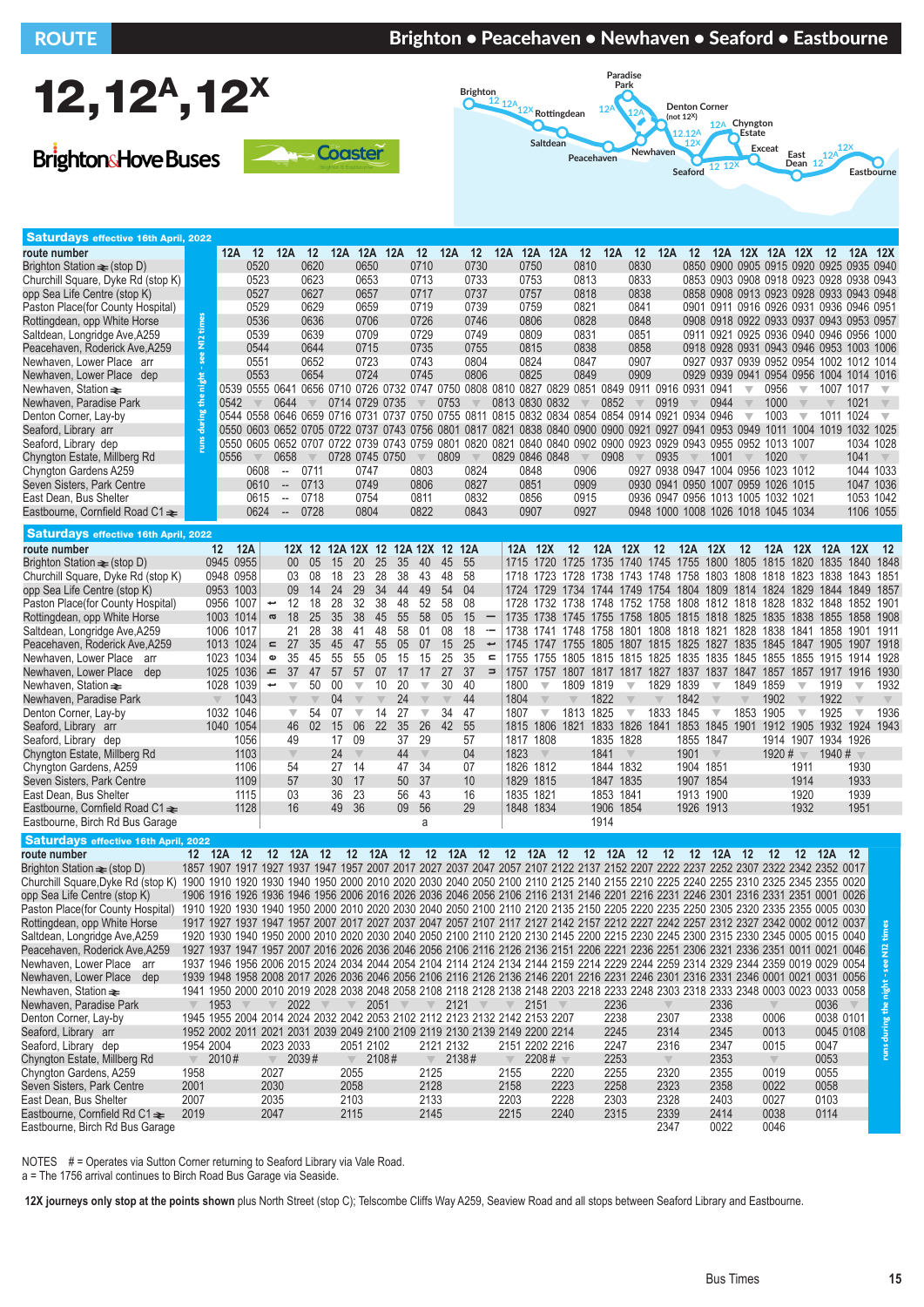# ROUTE 12, 12A, 12X

## Brighton • Peacehaven • Newhaven • Seaford • Eastbourne

Brighton & Hove Buses — Coaster

### Saturdays effective 16th April, 2022

(runs during the night - see N12 times)

| route number | 12A | 12 | 12A | 12 | 12A | 12A | 12A | 12 | 12A | 12 | 12A | 12A | 12A | 12 | 12A | 12 | 12A | 12 | 12A | 12X | 12A | 12X | 12 | 12A | 12X |
|---|---|---|---|---|---|---|---|---|---|---|---|---|---|---|---|---|---|---|---|---|---|---|---|---|---|
| Brighton Station (stop D) | | 0520 | | 0620 | | 0650 | | 0710 | | 0730 | | 0750 | | 0810 | | 0830 | | 0850 | 0900 | 0905 | 0915 | 0920 | 0925 | 0935 | 0940 |
| Churchill Square, Dyke Rd (stop K) | | 0523 | | 0623 | | 0653 | | 0713 | | 0733 | | 0753 | | 0813 | | 0833 | | 0853 | 0903 | 0908 | 0918 | 0923 | 0928 | 0938 | 0943 |
| opp Sea Life Centre (stop K) | | 0527 | | 0627 | | 0657 | | 0717 | | 0737 | | 0757 | | 0818 | | 0838 | | 0858 | 0908 | 0913 | 0923 | 0928 | 0933 | 0943 | 0948 |
| Paston Place(for County Hospital) | | 0529 | | 0629 | | 0659 | | 0719 | | 0739 | | 0759 | | 0821 | | 0841 | | 0901 | 0911 | 0916 | 0926 | 0931 | 0936 | 0946 | 0951 |
| Rottingdean, opp White Horse | | 0536 | | 0636 | | 0706 | | 0726 | | 0746 | | 0806 | | 0828 | | 0848 | | 0908 | 0918 | 0922 | 0933 | 0937 | 0943 | 0953 | 0957 |
| Saltdean, Longridge Ave,A259 | | 0539 | | 0639 | | 0709 | | 0729 | | 0749 | | 0809 | | 0831 | | 0851 | | 0911 | 0921 | 0925 | 0936 | 0940 | 0946 | 0956 | 1000 |
| Peacehaven, Roderick Ave,A259 | | 0544 | | 0644 | | 0715 | | 0735 | | 0755 | | 0815 | | 0838 | | 0858 | | 0918 | 0928 | 0931 | 0943 | 0946 | 0953 | 1003 | 1006 |
| Newhaven, Lower Place arr | | 0551 | | 0652 | | 0723 | | 0743 | | 0804 | | 0824 | | 0847 | | 0907 | | 0927 | 0937 | 0939 | 0952 | 0954 | 1002 | 1012 | 1014 |
| Newhaven, Lower Place dep | | 0553 | | 0654 | | 0724 | | 0745 | | 0806 | | 0825 | | 0849 | | 0909 | | 0929 | 0939 | 0941 | 0954 | 0956 | 1004 | 1014 | 1016 |
| Newhaven, Station | 0539 | 0555 | 0641 | 0656 | 0710 | 0726 | 0732 | 0747 | 0750 | 0808 | 0810 | 0827 | 0829 | 0851 | 0849 | 0911 | 0916 | 0931 | 0941 | ▼ | 0956 | ▼ | 1007 | 1017 | ▼ |
| Newhaven, Paradise Park | 0542 | ▼ | 0644 | ▼ | 0714 | 0729 | 0735 | ▼ | 0753 | ▼ | 0813 | 0830 | 0832 | ▼ | 0852 | ▼ | 0919 | ▼ | 0944 | ▼ | 1000 | ▼ | ▼ | 1021 | ▼ |
| Denton Corner, Lay-by | 0544 | 0558 | 0646 | 0659 | 0716 | 0731 | 0737 | 0750 | 0755 | 0811 | 0815 | 0832 | 0834 | 0854 | 0854 | 0914 | 0921 | 0934 | 0946 | ▼ | 1003 | ▼ | 1011 | 1024 | ▼ |
| Seaford, Library arr | 0550 | 0603 | 0652 | 0705 | 0722 | 0737 | 0743 | 0756 | 0801 | 0817 | 0821 | 0838 | 0840 | 0900 | 0900 | 0921 | 0927 | 0941 | 0953 | 0949 | 1011 | 1004 | 1019 | 1032 | 1025 |
| Seaford, Library dep | 0550 | 0605 | 0652 | 0707 | 0722 | 0739 | 0743 | 0759 | 0801 | 0820 | 0821 | 0840 | 0840 | 0902 | 0900 | 0923 | 0929 | 0943 | 0955 | 0952 | 1013 | 1007 | | 1034 | 1028 |
| Chyngton Estate, Millberg Rd | 0556 | ▼ | 0658 | ▼ | 0728 | 0745 | 0750 | ▼ | 0809 | ▼ | 0829 | 0846 | 0848 | ▼ | 0908 | ▼ | 0935 | ▼ | 1001 | ▼ | 1020 | ▼ | | 1041 | ▼ |
| Chyngton Gardens A259 | | 0608 | -- | 0711 | | 0747 | | 0803 | | 0824 | | 0848 | | 0906 | | 0927 | 0938 | 0947 | 1004 | 0956 | 1023 | 1012 | | 1044 | 1033 |
| Seven Sisters, Park Centre | | 0610 | -- | 0713 | | 0749 | | 0806 | | 0827 | | 0851 | | 0909 | | 0930 | 0941 | 0950 | 1007 | 0959 | 1026 | 1015 | | 1047 | 1036 |
| East Dean, Bus Shelter | | 0615 | -- | 0718 | | 0754 | | 0811 | | 0832 | | 0856 | | 0915 | | 0936 | 0947 | 0956 | 1013 | 1005 | 1032 | 1021 | | 1053 | 1042 |
| Eastbourne, Cornfield Road C1 | | 0624 | -- | 0728 | | 0804 | | 0822 | | 0843 | | 0907 | | 0927 | | 0948 | 1000 | 1008 | 1026 | 1018 | 1045 | 1034 | | 1106 | 1055 |

### Saturdays effective 16th April, 2022

| route number | 12 | 12A | | 12X | 12 | 12A | 12X | 12 | 12A | 12X | 12 | 12A | | 12A | 12X | 12 | 12A | 12X | 12 | 12A | 12X | 12 | 12A | 12X | 12A | 12X | 12 |
|---|---|---|---|---|---|---|---|---|---|---|---|---|---|---|---|---|---|---|---|---|---|---|---|---|---|---|---|
| Brighton Station (stop D) | 0945 | 0955 | then at these minutes past each hour | 00 | 05 | 15 | 20 | 25 | 35 | 40 | 45 | 55 | until | 1715 | 1720 | 1725 | 1735 | 1740 | 1745 | 1755 | 1800 | 1805 | 1815 | 1820 | 1835 | 1840 | 1848 |
| Churchill Square, Dyke Rd (stop K) | 0948 | 0958 | | 03 | 08 | 18 | 23 | 28 | 38 | 43 | 48 | 58 | | 1718 | 1723 | 1728 | 1738 | 1743 | 1748 | 1758 | 1803 | 1808 | 1818 | 1823 | 1838 | 1843 | 1851 |
| opp Sea Life Centre (stop K) | 0953 | 1003 | | 09 | 14 | 24 | 29 | 34 | 44 | 49 | 54 | 04 | | 1724 | 1729 | 1734 | 1744 | 1749 | 1754 | 1804 | 1809 | 1814 | 1824 | 1829 | 1844 | 1849 | 1857 |
| Paston Place(for County Hospital) | 0956 | 1007 | | 12 | 18 | 28 | 32 | 38 | 48 | 52 | 58 | 08 | | 1728 | 1732 | 1738 | 1748 | 1752 | 1758 | 1808 | 1812 | 1818 | 1828 | 1832 | 1848 | 1852 | 1901 |
| Rottingdean, opp White Horse | 1003 | 1014 | | 18 | 25 | 35 | 38 | 45 | 55 | 58 | 05 | 15 | | 1735 | 1738 | 1745 | 1755 | 1758 | 1805 | 1815 | 1818 | 1825 | 1835 | 1838 | 1855 | 1858 | 1908 |
| Saltdean, Longridge Ave,A259 | 1006 | 1017 | | 21 | 28 | 38 | 41 | 48 | 58 | 01 | 08 | 18 | | 1738 | 1741 | 1748 | 1758 | 1801 | 1808 | 1818 | 1821 | 1828 | 1838 | 1841 | 1858 | 1901 | 1911 |
| Peacehaven, Roderick Ave,A259 | 1013 | 1024 | | 27 | 35 | 45 | 47 | 55 | 05 | 07 | 15 | 25 | | 1745 | 1747 | 1755 | 1805 | 1807 | 1815 | 1825 | 1827 | 1835 | 1845 | 1847 | 1905 | 1907 | 1918 |
| Newhaven, Lower Place arr | 1023 | 1034 | | 35 | 45 | 55 | 55 | 05 | 15 | 15 | 25 | 35 | | 1755 | 1755 | 1805 | 1815 | 1815 | 1825 | 1835 | 1835 | 1845 | 1855 | 1855 | 1915 | 1914 | 1928 |
| Newhaven, Lower Place dep | 1025 | 1036 | | 37 | 47 | 57 | 57 | 07 | 17 | 17 | 27 | 37 | | 1757 | 1757 | 1807 | 1817 | 1817 | 1827 | 1837 | 1837 | 1847 | 1857 | 1857 | 1917 | 1916 | 1930 |
| Newhaven, Station | 1028 | 1039 | | ▼ | 50 | 00 | ▼ | 10 | 20 | ▼ | 30 | 40 | | 1800 | ▼ | 1809 | 1819 | ▼ | 1829 | 1839 | ▼ | 1849 | 1859 | ▼ | 1919 | ▼ | 1932 |
| Newhaven, Paradise Park | ▼ | 1043 | | ▼ | ▼ | 04 | ▼ | ▼ | 24 | ▼ | ▼ | 44 | | 1804 | ▼ | ▼ | 1822 | ▼ | ▼ | 1842 | ▼ | ▼ | 1902 | ▼ | 1922 | ▼ | ▼ |
| Denton Corner, Lay-by | 1032 | 1046 | | ▼ | 54 | 07 | ▼ | 14 | 27 | ▼ | 34 | 47 | | 1807 | ▼ | 1813 | 1825 | ▼ | 1833 | 1845 | ▼ | 1853 | 1905 | ▼ | 1925 | ▼ | 1936 |
| Seaford, Library arr | 1040 | 1054 | | 46 | 02 | 15 | 06 | 22 | 35 | 26 | 42 | 55 | | 1815 | 1806 | 1821 | 1833 | 1826 | 1841 | 1853 | 1845 | 1901 | 1912 | 1905 | 1932 | 1924 | 1943 |
| Seaford, Library dep | | 1056 | | 49 | | 17 | 09 | | 37 | 29 | | 57 | | 1817 | 1808 | | 1835 | 1828 | | 1855 | 1847 | | 1914 | 1907 | 1934 | 1926 | |
| Chyngton Estate, Millberg Rd | | 1103 | | ▼ | | 24 | ▼ | | 44 | ▼ | | 04 | | 1823 | ▼ | | 1841 | ▼ | | 1901 | ▼ | | 1920 # | ▼ | 1940 # | ▼ | |
| Chyngton Gardens, A259 | | 1106 | | 54 | | 27 | 14 | | 47 | 34 | | 07 | | 1826 | 1812 | | 1844 | 1832 | | 1904 | 1851 | | | 1911 | | 1930 | |
| Seven Sisters, Park Centre | | 1109 | | 57 | | 30 | 17 | | 50 | 37 | | 10 | | 1829 | 1815 | | 1847 | 1835 | | 1907 | 1854 | | | 1914 | | 1933 | |
| East Dean, Bus Shelter | | 1115 | | 03 | | 36 | 23 | | 56 | 43 | | 16 | | 1835 | 1821 | | 1853 | 1841 | | 1913 | 1900 | | | 1920 | | 1939 | |
| Eastbourne, Cornfield Road C1 | | 1128 | | 16 | | 49 | 36 | | 09 | 56 | | 29 | | 1848 | 1834 | | 1906 | 1854 | | 1926 | 1913 | | | 1932 | | 1951 | |
| Eastbourne, Birch Rd Bus Garage | | | | | | | | | | a | | | | | | | 1914 | | | | | | | | | | |

### Saturdays effective 16th April, 2022

(runs during the night - see N12 times)

| route number | 12 | 12A | 12 | 12 | 12A | 12 | 12 | 12A | 12 | 12 | 12A | 12 | 12 | 12A | 12 | 12 | 12A | 12 | 12 | 12 | 12A | 12 | 12 | 12 | 12A | 12 |
|---|---|---|---|---|---|---|---|---|---|---|---|---|---|---|---|---|---|---|---|---|---|---|---|---|---|---|
| Brighton Station (stop D) | 1857 | 1907 | 1917 | 1927 | 1937 | 1947 | 1957 | 2007 | 2017 | 2027 | 2037 | 2047 | 2057 | 2107 | 2122 | 2137 | 2152 | 2207 | 2222 | 2237 | 2252 | 2307 | 2322 | 2342 | 2352 | 0017 |
| Churchill Square,Dyke Rd (stop K) | 1900 | 1910 | 1920 | 1930 | 1940 | 1950 | 2000 | 2010 | 2020 | 2030 | 2040 | 2050 | 2100 | 2110 | 2125 | 2140 | 2155 | 2210 | 2225 | 2240 | 2255 | 2310 | 2325 | 2345 | 2355 | 0020 |
| opp Sea Life Centre (stop K) | 1906 | 1916 | 1926 | 1936 | 1946 | 1956 | 2006 | 2016 | 2026 | 2036 | 2046 | 2056 | 2106 | 2116 | 2131 | 2146 | 2201 | 2216 | 2231 | 2246 | 2301 | 2316 | 2331 | 2351 | 0001 | 0026 |
| Paston Place(for County Hospital) | 1910 | 1920 | 1930 | 1940 | 1950 | 2000 | 2010 | 2020 | 2030 | 2040 | 2050 | 2100 | 2110 | 2120 | 2135 | 2150 | 2205 | 2220 | 2235 | 2250 | 2305 | 2320 | 2335 | 2355 | 0005 | 0030 |
| Rottingdean, opp White Horse | 1917 | 1927 | 1937 | 1947 | 1957 | 2007 | 2017 | 2027 | 2037 | 2047 | 2057 | 2107 | 2117 | 2127 | 2142 | 2157 | 2212 | 2227 | 2242 | 2257 | 2312 | 2327 | 2342 | 0002 | 0012 | 0037 |
| Saltdean, Longridge Ave,A259 | 1920 | 1930 | 1940 | 1950 | 2000 | 2010 | 2020 | 2030 | 2040 | 2050 | 2100 | 2110 | 2120 | 2130 | 2145 | 2200 | 2215 | 2230 | 2245 | 2300 | 2315 | 2330 | 2345 | 0005 | 0015 | 0040 |
| Peacehaven, Roderick Ave,A259 | 1927 | 1937 | 1947 | 1957 | 2007 | 2016 | 2026 | 2036 | 2046 | 2056 | 2106 | 2116 | 2126 | 2136 | 2151 | 2206 | 2221 | 2236 | 2251 | 2306 | 2321 | 2336 | 2351 | 0011 | 0021 | 0046 |
| Newhaven, Lower Place arr | 1937 | 1946 | 1956 | 2006 | 2015 | 2024 | 2034 | 2044 | 2054 | 2104 | 2114 | 2124 | 2134 | 2144 | 2159 | 2214 | 2229 | 2244 | 2259 | 2314 | 2329 | 2344 | 2359 | 0019 | 0029 | 0054 |
| Newhaven, Lower Place dep | 1939 | 1948 | 1958 | 2008 | 2017 | 2026 | 2036 | 2046 | 2056 | 2106 | 2116 | 2126 | 2136 | 2146 | 2201 | 2216 | 2231 | 2246 | 2301 | 2316 | 2331 | 2346 | 0001 | 0021 | 0031 | 0056 |
| Newhaven, Station | 1941 | 1950 | 2000 | 2010 | 2019 | 2028 | 2038 | 2048 | 2058 | 2108 | 2118 | 2128 | 2138 | 2148 | 2203 | 2218 | 2233 | 2248 | 2303 | 2318 | 2333 | 2348 | 0003 | 0023 | 0033 | 0058 |
| Newhaven, Paradise Park | ▼ | 1953 | ▼ | ▼ | 2022 | ▼ | ▼ | 2051 | ▼ | ▼ | 2121 | ▼ | ▼ | 2151 | ▼ | | 2236 | | ▼ | | 2336 | | ▼ | | 0036 | ▼ |
| Denton Corner, Lay-by | 1945 | 1955 | 2004 | 2014 | 2024 | 2032 | 2042 | 2053 | 2102 | 2112 | 2123 | 2132 | 2142 | 2153 | 2207 | | 2238 | | 2307 | | 2338 | | 0006 | | 0038 | 0101 |
| Seaford, Library arr | 1952 | 2002 | 2011 | 2021 | 2031 | 2039 | 2049 | 2100 | 2109 | 2119 | 2130 | 2139 | 2149 | 2200 | 2214 | | 2245 | | 2314 | | 2345 | | 0013 | | 0045 | 0108 |
| Seaford, Library dep | 1954 | 2004 | | 2023 | 2033 | | 2051 | 2102 | | 2121 | 2132 | | 2151 | 2202 | 2216 | | 2247 | | 2316 | | 2347 | | 0015 | | 0047 | |
| Chyngton Estate, Millberg Rd | ▼ | 2010# | | ▼ | 2039# | | ▼ | 2108# | | ▼ | 2138# | | ▼ | 2208# | ▼ | | 2253 | | ▼ | | 2353 | | ▼ | | 0053 | |
| Chyngton Gardens, A259 | 1958 | | | 2027 | | | 2055 | | | 2125 | | | 2155 | | 2220 | | 2255 | | 2320 | | 2355 | | 0019 | | 0055 | |
| Seven Sisters, Park Centre | 2001 | | | 2030 | | | 2058 | | | 2128 | | | 2158 | | 2223 | | 2258 | | 2323 | | 2358 | | 0022 | | 0058 | |
| East Dean, Bus Shelter | 2007 | | | 2035 | | | 2103 | | | 2133 | | | 2203 | | 2228 | | 2303 | | 2328 | | 2403 | | 0027 | | 0103 | |
| Eastbourne, Cornfield Rd C1 | 2019 | | | 2047 | | | 2115 | | | 2145 | | | 2215 | | 2240 | | 2315 | | 2339 | | 2414 | | 0038 | | 0114 | |
| Eastbourne, Birch Rd Bus Garage | | | | | | | | | | | | | | | | | | | 2347 | | 0022 | | 0046 | | | |

NOTES # = Operates via Sutton Corner returning to Seaford Library via Vale Road.

a = The 1756 arrival continues to Birch Road Bus Garage via Seaside.

**12X journeys only stop at the points shown** plus North Street (stop C); Telscombe Cliffs Way A259, Seaview Road and all stops between Seaford Library and Eastbourne.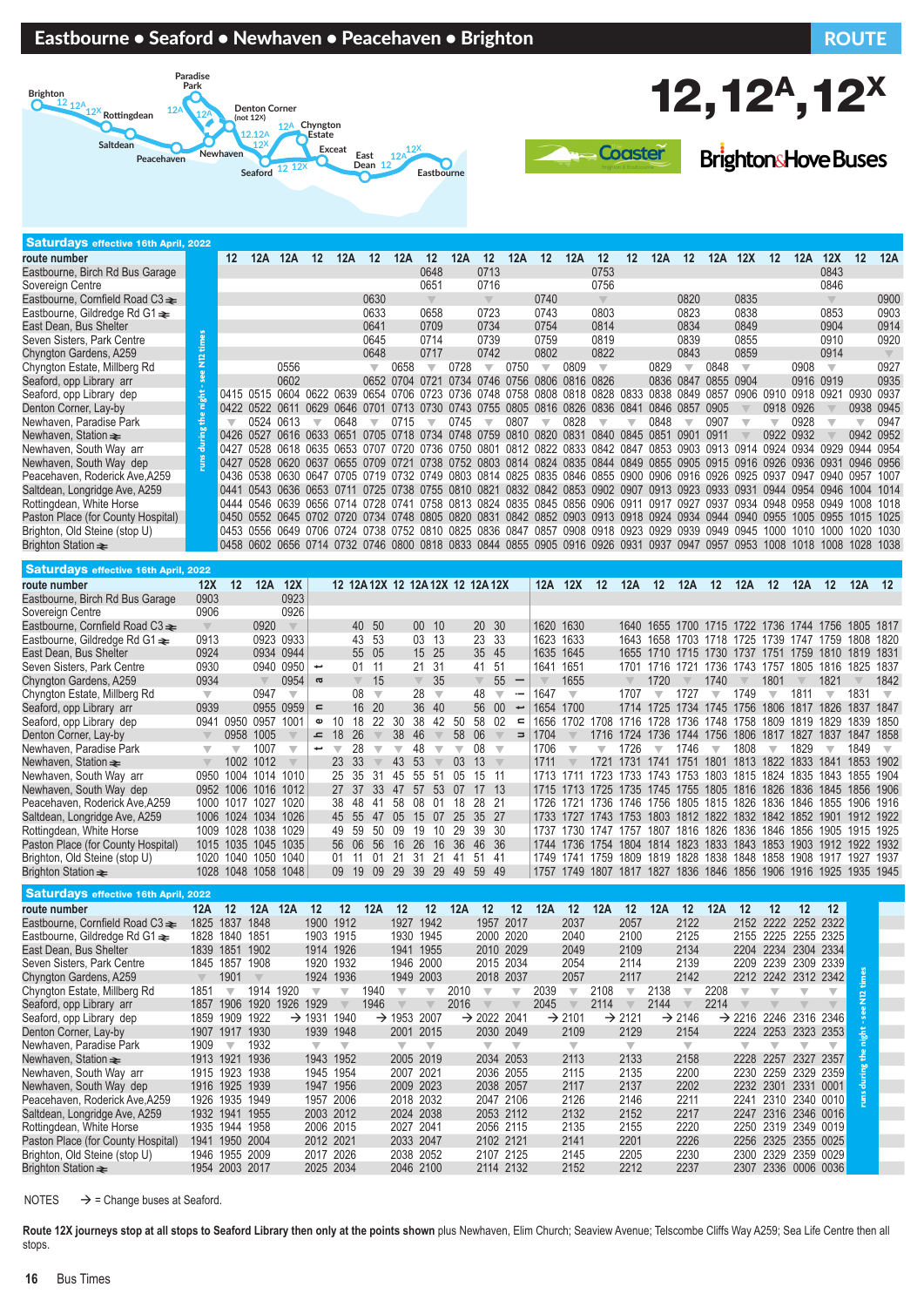# Eastbourne • Seaford • Newhaven • Peacehaven • Brighton

**ROUTE 12, 12A, 12X**

Coaster · Brighton & Hove Buses

## Saturdays effective 16th April, 2022

| route number | runs during the night - see N12 times | 12 | 12A | 12A | 12 | 12A | 12 | 12A | 12 | 12A | 12 | 12A | 12 | 12A | 12 | 12 | 12A | 12 | 12A | 12X | 12 | 12A | 12X | 12 | 12A |
|---|---|---|---|---|---|---|---|---|---|---|---|---|---|---|---|---|---|---|---|---|---|---|---|---|---|
| Eastbourne, Birch Rd Bus Garage | | | | | | | | | 0648 | | 0713 | | | | 0753 | | | | | | | | 0843 | | |
| Sovereign Centre | | | | | | | | | 0651 | | 0716 | | | | 0756 | | | | | | | | 0846 | | |
| Eastbourne, Cornfield Road C3 | | | | | | | 0630 | | ▼ | | ▼ | | 0740 | | ▼ | | | 0820 | | 0835 | | | ▼ | | 0900 |
| Eastbourne, Gildredge Rd G1 | | | | | | | 0633 | | 0658 | | 0723 | | 0743 | | 0803 | | | 0823 | | 0838 | | | 0853 | | 0903 |
| East Dean, Bus Shelter | | | | | | | 0641 | | 0709 | | 0734 | | 0754 | | 0814 | | | 0834 | | 0849 | | | 0904 | | 0914 |
| Seven Sisters, Park Centre | | | | | | | 0645 | | 0714 | | 0739 | | 0759 | | 0819 | | | 0839 | | 0855 | | | 0910 | | 0920 |
| Chyngton Gardens, A259 | | | | | | | 0648 | | 0717 | | 0742 | | 0802 | | 0822 | | | 0843 | | 0859 | | | 0914 | | ▼ |
| Chyngton Estate, Millberg Rd | | | | 0556 | | | ▼ | 0658 | ▼ | 0728 | ▼ | 0750 | ▼ | 0809 | ▼ | | 0829 | ▼ | 0848 | ▼ | | 0908 | ▼ | | 0927 |
| Seaford, opp Library arr | | | | 0602 | | | 0652 | 0704 | 0721 | 0734 | 0746 | 0756 | 0806 | 0816 | 0826 | | 0836 | 0847 | 0855 | 0904 | | 0916 | 0919 | | 0935 |
| Seaford, opp Library dep | | 0415 | 0515 | 0604 | 0622 | 0639 | 0654 | 0706 | 0723 | 0736 | 0748 | 0758 | 0808 | 0818 | 0828 | 0833 | 0838 | 0849 | 0857 | 0906 | 0910 | 0918 | 0921 | 0930 | 0937 |
| Denton Corner, Lay-by | | 0422 | 0522 | 0611 | 0629 | 0646 | 0701 | 0713 | 0730 | 0743 | 0755 | 0805 | 0816 | 0826 | 0836 | 0841 | 0846 | 0857 | 0905 | ▼ | 0918 | 0926 | ▼ | 0938 | 0945 |
| Newhaven, Paradise Park | | ▼ | 0524 | 0613 | ▼ | 0648 | ▼ | 0715 | ▼ | 0745 | ▼ | 0807 | ▼ | 0828 | ▼ | ▼ | 0848 | ▼ | 0907 | ▼ | ▼ | 0928 | ▼ | ▼ | 0947 |
| Newhaven, Station | | 0426 | 0527 | 0616 | 0633 | 0651 | 0705 | 0718 | 0734 | 0748 | 0759 | 0810 | 0820 | 0831 | 0840 | 0845 | 0851 | 0901 | 0911 | ▼ | 0922 | 0932 | ▼ | 0942 | 0952 |
| Newhaven, South Way arr | | 0427 | 0528 | 0618 | 0635 | 0653 | 0707 | 0720 | 0736 | 0750 | 0801 | 0812 | 0822 | 0833 | 0842 | 0847 | 0853 | 0903 | 0913 | 0914 | 0924 | 0934 | 0929 | 0944 | 0954 |
| Newhaven, South Way dep | | 0427 | 0528 | 0620 | 0637 | 0655 | 0709 | 0721 | 0738 | 0752 | 0803 | 0814 | 0824 | 0835 | 0844 | 0849 | 0855 | 0905 | 0915 | 0916 | 0926 | 0936 | 0931 | 0946 | 0956 |
| Peacehaven, Roderick Ave,A259 | | 0436 | 0538 | 0630 | 0647 | 0705 | 0719 | 0732 | 0749 | 0803 | 0814 | 0825 | 0835 | 0846 | 0855 | 0900 | 0906 | 0916 | 0926 | 0925 | 0937 | 0947 | 0940 | 0957 | 1007 |
| Saltdean, Longridge Ave, A259 | | 0441 | 0543 | 0636 | 0653 | 0711 | 0725 | 0738 | 0755 | 0810 | 0821 | 0832 | 0842 | 0853 | 0902 | 0907 | 0913 | 0923 | 0933 | 0931 | 0944 | 0954 | 0946 | 1004 | 1014 |
| Rottingdean, White Horse | | 0444 | 0546 | 0639 | 0656 | 0714 | 0728 | 0741 | 0758 | 0813 | 0824 | 0835 | 0845 | 0856 | 0906 | 0911 | 0917 | 0927 | 0937 | 0934 | 0948 | 0958 | 0949 | 1008 | 1018 |
| Paston Place (for County Hospital) | | 0450 | 0552 | 0645 | 0702 | 0720 | 0734 | 0748 | 0805 | 0820 | 0831 | 0842 | 0852 | 0903 | 0913 | 0918 | 0924 | 0934 | 0944 | 0940 | 0955 | 1005 | 0955 | 1015 | 1025 |
| Brighton, Old Steine (stop U) | | 0453 | 0556 | 0649 | 0706 | 0724 | 0738 | 0752 | 0810 | 0825 | 0836 | 0847 | 0857 | 0908 | 0918 | 0923 | 0929 | 0939 | 0949 | 0945 | 1000 | 1010 | 1000 | 1020 | 1030 |
| Brighton Station | | 0458 | 0602 | 0656 | 0714 | 0732 | 0746 | 0800 | 0818 | 0833 | 0844 | 0855 | 0905 | 0916 | 0926 | 0931 | 0937 | 0947 | 0957 | 0953 | 1008 | 1018 | 1008 | 1028 | 1038 |

## Saturdays effective 16th April, 2022

| route number | 12X | 12 | 12A | 12X | then at these mins past each hour | 12 | 12A | 12X | 12 | 12A | 12X | 12 | 12A | 12X | until | 12A | 12X | 12 | 12A | 12 | 12A | 12 | 12A | 12 | 12A | 12 | 12A | 12 |
|---|---|---|---|---|---|---|---|---|---|---|---|---|---|---|---|---|---|---|---|---|---|---|---|---|---|---|---|---|
| Eastbourne, Birch Rd Bus Garage | 0903 | | | 0923 | | | | | | | | | | | | | | | | | | | | | | | | |
| Sovereign Centre | 0906 | | | 0926 | | | | | | | | | | | | | | | | | | | | | | | | |
| Eastbourne, Cornfield Road C3 | ▼ | | 0920 | ▼ | | | 40 | 50 | | 00 | 10 | | 20 | 30 | | 1620 | 1630 | | 1640 | 1655 | 1700 | 1715 | 1722 | 1736 | 1744 | 1756 | 1805 | 1817 |
| Eastbourne, Gildredge Rd G1 | 0913 | | 0923 | 0933 | | | 43 | 53 | | 03 | 13 | | 23 | 33 | | 1623 | 1633 | | 1643 | 1658 | 1703 | 1718 | 1725 | 1739 | 1747 | 1759 | 1808 | 1820 |
| East Dean, Bus Shelter | 0924 | | 0934 | 0944 | | | 55 | 05 | | 15 | 25 | | 35 | 45 | | 1635 | 1645 | | 1655 | 1710 | 1715 | 1730 | 1737 | 1751 | 1759 | 1810 | 1819 | 1831 |
| Seven Sisters, Park Centre | 0930 | | 0940 | 0950 | | | 01 | 11 | | 21 | 31 | | 41 | 51 | | 1641 | 1651 | | 1701 | 1716 | 1721 | 1736 | 1743 | 1757 | 1805 | 1816 | 1825 | 1837 |
| Chyngton Gardens, A259 | 0934 | | ▼ | 0954 | | | ▼ | 15 | | ▼ | 35 | | ▼ | 55 | | ▼ | 1655 | | ▼ | 1720 | ▼ | 1740 | ▼ | 1801 | ▼ | 1821 | ▼ | 1842 |
| Chyngton Estate, Millberg Rd | ▼ | | 0947 | ▼ | | | 08 | ▼ | | 28 | ▼ | | 48 | ▼ | | 1647 | ▼ | | 1707 | ▼ | 1727 | ▼ | 1749 | ▼ | 1811 | ▼ | 1831 | ▼ |
| Seaford, opp Library arr | 0939 | | 0955 | 0959 | | | 16 | 20 | | 36 | 40 | | 56 | 00 | | 1654 | 1700 | | 1714 | 1725 | 1734 | 1745 | 1756 | 1806 | 1817 | 1826 | 1837 | 1847 |
| Seaford, opp Library dep | 0941 | 0950 | 0957 | 1001 | | 10 | 18 | 22 | 30 | 38 | 42 | 50 | 58 | 02 | | 1656 | 1702 | 1708 | 1716 | 1728 | 1736 | 1748 | 1758 | 1809 | 1819 | 1829 | 1839 | 1850 |
| Denton Corner, Lay-by | ▼ | 0958 | 1005 | ▼ | | 18 | 26 | ▼ | 38 | 46 | ▼ | 58 | 06 | ▼ | | 1704 | ▼ | 1716 | 1724 | 1736 | 1744 | 1756 | 1806 | 1817 | 1827 | 1837 | 1847 | 1858 |
| Newhaven, Paradise Park | ▼ | ▼ | 1007 | ▼ | | ▼ | 28 | ▼ | ▼ | 48 | ▼ | ▼ | 08 | ▼ | | 1706 | ▼ | ▼ | 1726 | ▼ | 1746 | ▼ | 1808 | ▼ | 1829 | ▼ | 1849 | ▼ |
| Newhaven, Station | ▼ | 1002 | 1012 | ▼ | | 23 | 33 | ▼ | 43 | 53 | ▼ | 03 | 13 | ▼ | | 1711 | ▼ | 1721 | 1731 | 1741 | 1751 | 1801 | 1813 | 1822 | 1833 | 1841 | 1853 | 1902 |
| Newhaven, South Way arr | 0950 | 1004 | 1014 | 1010 | | 25 | 35 | 31 | 45 | 55 | 51 | 05 | 15 | 11 | | 1713 | 1711 | 1723 | 1733 | 1743 | 1753 | 1803 | 1815 | 1824 | 1835 | 1843 | 1855 | 1904 |
| Newhaven, South Way dep | 0952 | 1006 | 1016 | 1012 | | 27 | 37 | 33 | 47 | 57 | 53 | 07 | 17 | 13 | | 1715 | 1713 | 1725 | 1735 | 1745 | 1755 | 1805 | 1816 | 1826 | 1836 | 1845 | 1856 | 1906 |
| Peacehaven, Roderick Ave,A259 | 1000 | 1017 | 1027 | 1020 | | 38 | 48 | 41 | 58 | 08 | 01 | 18 | 28 | 21 | | 1726 | 1721 | 1736 | 1746 | 1756 | 1805 | 1815 | 1826 | 1836 | 1846 | 1855 | 1906 | 1916 |
| Saltdean, Longridge Ave, A259 | 1006 | 1024 | 1034 | 1026 | | 45 | 55 | 47 | 05 | 15 | 07 | 25 | 35 | 27 | | 1733 | 1727 | 1743 | 1753 | 1803 | 1812 | 1822 | 1832 | 1842 | 1852 | 1901 | 1912 | 1922 |
| Rottingdean, White Horse | 1009 | 1028 | 1038 | 1029 | | 49 | 59 | 50 | 09 | 19 | 10 | 29 | 39 | 30 | | 1737 | 1730 | 1747 | 1757 | 1807 | 1816 | 1826 | 1836 | 1846 | 1856 | 1905 | 1915 | 1925 |
| Paston Place (for County Hospital) | 1015 | 1035 | 1045 | 1035 | | 56 | 06 | 56 | 16 | 26 | 16 | 36 | 46 | 36 | | 1744 | 1736 | 1754 | 1804 | 1814 | 1823 | 1833 | 1843 | 1853 | 1903 | 1912 | 1922 | 1932 |
| Brighton, Old Steine (stop U) | 1020 | 1040 | 1050 | 1040 | | 01 | 11 | 01 | 21 | 31 | 21 | 41 | 51 | 41 | | 1749 | 1741 | 1759 | 1809 | 1819 | 1828 | 1838 | 1848 | 1858 | 1908 | 1917 | 1927 | 1937 |
| Brighton Station | 1028 | 1048 | 1058 | 1048 | | 09 | 19 | 09 | 29 | 39 | 29 | 49 | 59 | 49 | | 1757 | 1749 | 1807 | 1817 | 1827 | 1836 | 1846 | 1856 | 1906 | 1916 | 1925 | 1935 | 1945 |

## Saturdays effective 16th April, 2022

| route number | 12A | 12 | 12A | 12A | 12 | 12 | 12A | 12 | 12 | 12A | 12 | 12 | 12A | 12 | 12A | 12 | 12A | 12 | 12A | 12 | 12 | 12 | 12 | runs during the night - see N12 times |
|---|---|---|---|---|---|---|---|---|---|---|---|---|---|---|---|---|---|---|---|---|---|---|---|---|
| Eastbourne, Cornfield Road C3 | 1825 | 1837 | 1848 | | 1900 | 1912 | | 1927 | 1942 | | 1957 | 2017 | | 2037 | | 2057 | | 2122 | | 2152 | 2222 | 2252 | 2322 | |
| Eastbourne, Gildredge Rd G1 | 1828 | 1840 | 1851 | | 1903 | 1915 | | 1930 | 1945 | | 2000 | 2020 | | 2040 | | 2100 | | 2125 | | 2155 | 2225 | 2255 | 2325 | |
| East Dean, Bus Shelter | 1839 | 1851 | 1902 | | 1914 | 1926 | | 1941 | 1955 | | 2010 | 2029 | | 2049 | | 2109 | | 2134 | | 2204 | 2234 | 2304 | 2334 | |
| Seven Sisters, Park Centre | 1845 | 1857 | 1908 | | 1920 | 1932 | | 1946 | 2000 | | 2015 | 2034 | | 2054 | | 2114 | | 2139 | | 2209 | 2239 | 2309 | 2339 | |
| Chyngton Gardens, A259 | ▼ | 1901 | ▼ | | 1924 | 1936 | | 1949 | 2003 | | 2018 | 2037 | | 2057 | | 2117 | | 2142 | | 2212 | 2242 | 2312 | 2342 | |
| Chyngton Estate, Millberg Rd | 1851 | ▼ | 1914 | 1920 | ▼ | ▼ | 1940 | ▼ | ▼ | 2010 | ▼ | ▼ | 2039 | ▼ | 2108 | ▼ | 2138 | ▼ | 2208 | ▼ | ▼ | ▼ | ▼ | |
| Seaford, opp Library arr | 1857 | 1906 | 1920 | 1926 | 1929 | | 1946 | | | 2016 | | | 2045 | | 2114 | | 2144 | | 2214 | | | | | |
| Seaford, opp Library dep | 1859 | 1909 | 1922 | → | 1931 | 1940 | → | 1953 | 2007 | → | 2022 | 2041 | → | 2101 | → | 2121 | → | 2146 | → | 2216 | 2246 | 2316 | 2346 | |
| Denton Corner, Lay-by | 1907 | 1917 | 1930 | | 1939 | 1948 | | 2001 | 2015 | | 2030 | 2049 | | 2109 | | 2129 | | 2154 | | 2224 | 2253 | 2323 | 2353 | |
| Newhaven, Paradise Park | 1909 | ▼ | 1932 | | ▼ | ▼ | | ▼ | ▼ | | ▼ | ▼ | | ▼ | | ▼ | | ▼ | | ▼ | ▼ | ▼ | ▼ | |
| Newhaven, Station | 1913 | 1921 | 1936 | | 1943 | 1952 | | 2005 | 2019 | | 2034 | 2053 | | 2113 | | 2133 | | 2158 | | 2228 | 2257 | 2327 | 2357 | |
| Newhaven, South Way arr | 1915 | 1923 | 1938 | | 1945 | 1954 | | 2007 | 2021 | | 2036 | 2055 | | 2115 | | 2135 | | 2200 | | 2230 | 2259 | 2329 | 2359 | |
| Newhaven, South Way dep | 1916 | 1925 | 1939 | | 1947 | 1956 | | 2009 | 2023 | | 2038 | 2057 | | 2117 | | 2137 | | 2202 | | 2232 | 2301 | 2331 | 0001 | |
| Peacehaven, Roderick Ave,A259 | 1926 | 1935 | 1949 | | 1957 | 2006 | | 2018 | 2032 | | 2047 | 2106 | | 2126 | | 2146 | | 2211 | | 2241 | 2310 | 2340 | 0010 | |
| Saltdean, Longridge Ave, A259 | 1932 | 1941 | 1955 | | 2003 | 2012 | | 2024 | 2038 | | 2053 | 2112 | | 2132 | | 2152 | | 2217 | | 2247 | 2316 | 2346 | 0016 | |
| Rottingdean, White Horse | 1935 | 1944 | 1958 | | 2006 | 2015 | | 2027 | 2041 | | 2056 | 2115 | | 2135 | | 2155 | | 2220 | | 2250 | 2319 | 2349 | 0019 | |
| Paston Place (for County Hospital) | 1941 | 1950 | 2004 | | 2012 | 2021 | | 2033 | 2047 | | 2102 | 2121 | | 2141 | | 2201 | | 2226 | | 2256 | 2325 | 2355 | 0025 | |
| Brighton, Old Steine (stop U) | 1946 | 1955 | 2009 | | 2017 | 2026 | | 2038 | 2052 | | 2107 | 2125 | | 2145 | | 2205 | | 2230 | | 2300 | 2329 | 2359 | 0029 | |
| Brighton Station | 1954 | 2003 | 2017 | | 2025 | 2034 | | 2046 | 2100 | | 2114 | 2132 | | 2152 | | 2212 | | 2237 | | 2307 | 2336 | 0006 | 0036 | |

NOTES → = Change buses at Seaford.

**Route 12X journeys stop at all stops to Seaford Library then only at the points shown** plus Newhaven, Elim Church; Seaview Avenue; Telscombe Cliffs Way A259; Sea Life Centre then all stops.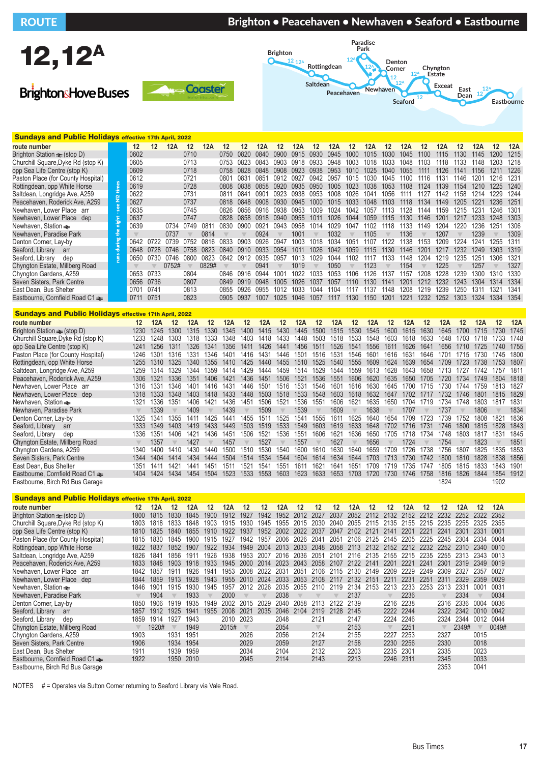# ROUTE 12, 12A

## Brighton • Peacehaven • Newhaven • Seaford • Eastbourne

Brighton&Hove Buses — Coaster

### Sundays and Public Holidays effective 17th April, 2022

*Runs during the night - see N12 times*

| route number | 12 | 12 | 12A | 12 | 12A | 12 | 12 | 12A | 12 | 12A | 12 | 12A | 12 | 12A | 12 | 12A | 12 | 12A | 12 | 12A | 12 | 12A |
|---|---|---|---|---|---|---|---|---|---|---|---|---|---|---|---|---|---|---|---|---|---|---|
| Brighton Station (stop D) | 0602 | | | 0710 | | 0750 | 0820 | 0840 | 0900 | 0915 | 0930 | 0945 | 1000 | 1015 | 1030 | 1045 | 1100 | 1115 | 1130 | 1145 | 1200 | 1215 |
| Churchill Square, Dyke Rd (stop K) | 0605 | | | 0713 | | 0753 | 0823 | 0843 | 0903 | 0918 | 0933 | 0948 | 1003 | 1018 | 1033 | 1048 | 1103 | 1118 | 1133 | 1148 | 1203 | 1218 |
| opp Sea Life Centre (stop K) | 0609 | | | 0718 | | 0758 | 0828 | 0848 | 0908 | 0923 | 0938 | 0953 | 1010 | 1025 | 1040 | 1055 | 1111 | 1126 | 1141 | 1156 | 1211 | 1226 |
| Paston Place (for County Hospital) | 0612 | | | 0721 | | 0801 | 0831 | 0851 | 0912 | 0927 | 0942 | 0957 | 1015 | 1030 | 1045 | 1100 | 1116 | 1131 | 1146 | 1201 | 1216 | 1231 |
| Rottingdean, opp White Horse | 0619 | | | 0728 | | 0808 | 0838 | 0858 | 0920 | 0935 | 0950 | 1005 | 1023 | 1038 | 1053 | 1108 | 1124 | 1139 | 1154 | 1210 | 1225 | 1240 |
| Saltdean, Longridge Ave, A259 | 0622 | | | 0731 | | 0811 | 0841 | 0901 | 0923 | 0938 | 0953 | 1008 | 1026 | 1041 | 1056 | 1111 | 1127 | 1142 | 1158 | 1214 | 1229 | 1244 |
| Peacehaven, Roderick Ave, A259 | 0627 | | | 0737 | | 0818 | 0848 | 0908 | 0930 | 0945 | 1000 | 1015 | 1033 | 1048 | 1103 | 1118 | 1134 | 1149 | 1205 | 1221 | 1236 | 1251 |
| Newhaven, Lower Place arr | 0635 | | | 0745 | | 0826 | 0856 | 0916 | 0938 | 0953 | 1009 | 1024 | 1042 | 1057 | 1113 | 1128 | 1144 | 1159 | 1215 | 1231 | 1246 | 1301 |
| Newhaven, Lower Place dep | 0637 | | | 0747 | | 0828 | 0858 | 0918 | 0940 | 0955 | 1011 | 1026 | 1044 | 1059 | 1115 | 1130 | 1146 | 1201 | 1217 | 1233 | 1248 | 1303 |
| Newhaven, Station | 0639 | | 0734 | 0749 | 0811 | 0830 | 0900 | 0921 | 0943 | 0958 | 1014 | 1029 | 1047 | 1102 | 1118 | 1133 | 1149 | 1204 | 1220 | 1236 | 1251 | 1306 |
| Newhaven, Paradise Park | ▼ | | 0737 | ▼ | 0814 | ▼ | ▼ | 0924 | ▼ | 1001 | ▼ | 1032 | ▼ | 1105 | ▼ | 1136 | ▼ | 1207 | ▼ | 1239 | ▼ | 1309 |
| Denton Corner, Lay-by | 0642 | 0722 | 0739 | 0752 | 0816 | 0833 | 0903 | 0926 | 0947 | 1003 | 1018 | 1034 | 1051 | 1107 | 1122 | 1138 | 1153 | 1209 | 1224 | 1241 | 1255 | 1311 |
| Seaford, Library arr | 0648 | 0728 | 0746 | 0758 | 0823 | 0840 | 0910 | 0933 | 0954 | 1011 | 1026 | 1042 | 1059 | 1115 | 1130 | 1146 | 1201 | 1217 | 1232 | 1249 | 1303 | 1319 |
| Seaford, Library dep | 0650 | 0730 | 0746 | 0800 | 0823 | 0842 | 0912 | 0935 | 0957 | 1013 | 1029 | 1044 | 1102 | 1117 | 1133 | 1148 | 1204 | 1219 | 1235 | 1251 | 1306 | 1321 |
| Chyngton Estate, Millberg Road | ▼ | ▼ | 0752# | ▼ | 0829# | ▼ | ▼ | 0941 | ▼ | 1019 | ▼ | 1050 | ▼ | 1123 | ▼ | 1154 | ▼ | 1225 | ▼ | 1257 | ▼ | 1327 |
| Chyngton Gardens, A259 | 0653 | 0733 | | 0804 | | 0846 | 0916 | 0944 | 1001 | 1022 | 1033 | 1053 | 1106 | 1126 | 1137 | 1157 | 1208 | 1228 | 1239 | 1300 | 1310 | 1330 |
| Seven Sisters, Park Centre | 0656 | 0736 | | 0807 | | 0849 | 0919 | 0948 | 1005 | 1026 | 1037 | 1057 | 1110 | 1130 | 1141 | 1201 | 1212 | 1232 | 1243 | 1304 | 1314 | 1334 |
| East Dean, Bus Shelter | 0701 | 0741 | | 0813 | | 0855 | 0926 | 0955 | 1012 | 1033 | 1044 | 1104 | 1117 | 1137 | 1148 | 1208 | 1219 | 1239 | 1250 | 1311 | 1321 | 1341 |
| Eastbourne, Cornfield Road C1 | 0711 | 0751 | | 0823 | | 0905 | 0937 | 1007 | 1025 | 1046 | 1057 | 1117 | 1130 | 1150 | 1201 | 1221 | 1232 | 1252 | 1303 | 1324 | 1334 | 1354 |

### Sundays and Public Holidays effective 17th April, 2022

| route number | 12 | 12A | 12 | 12A | 12 | 12A | 12 | 12A | 12 | 12A | 12 | 12A | 12 | 12A | 12 | 12A | 12 | 12A | 12 | 12A | 12 | 12A |
|---|---|---|---|---|---|---|---|---|---|---|---|---|---|---|---|---|---|---|---|---|---|---|
| Brighton Station (stop D) | 1230 | 1245 | 1300 | 1315 | 1330 | 1345 | 1400 | 1415 | 1430 | 1445 | 1500 | 1515 | 1530 | 1545 | 1600 | 1615 | 1630 | 1645 | 1700 | 1715 | 1730 | 1745 |
| Churchill Square, Dyke Rd (stop K) | 1233 | 1248 | 1303 | 1318 | 1333 | 1348 | 1403 | 1418 | 1433 | 1448 | 1503 | 1518 | 1533 | 1548 | 1603 | 1618 | 1633 | 1648 | 1703 | 1718 | 1733 | 1748 |
| opp Sea Life Centre (stop K) | 1241 | 1256 | 1311 | 1326 | 1341 | 1356 | 1411 | 1426 | 1441 | 1456 | 1511 | 1526 | 1541 | 1556 | 1611 | 1626 | 1641 | 1656 | 1710 | 1725 | 1740 | 1755 |
| Paston Place (for County Hospital) | 1246 | 1301 | 1316 | 1331 | 1346 | 1401 | 1416 | 1431 | 1446 | 1501 | 1516 | 1531 | 1546 | 1601 | 1616 | 1631 | 1646 | 1701 | 1715 | 1730 | 1745 | 1800 |
| Rottingdean, opp White Horse | 1255 | 1310 | 1325 | 1340 | 1355 | 1410 | 1425 | 1440 | 1455 | 1510 | 1525 | 1540 | 1555 | 1609 | 1624 | 1639 | 1654 | 1709 | 1723 | 1738 | 1753 | 1807 |
| Saltdean, Longridge Ave, A259 | 1259 | 1314 | 1329 | 1344 | 1359 | 1414 | 1429 | 1444 | 1459 | 1514 | 1529 | 1544 | 1559 | 1613 | 1628 | 1643 | 1658 | 1713 | 1727 | 1742 | 1757 | 1811 |
| Peacehaven, Roderick Ave, A259 | 1306 | 1321 | 1336 | 1351 | 1406 | 1421 | 1436 | 1451 | 1506 | 1521 | 1536 | 1551 | 1606 | 1620 | 1635 | 1650 | 1705 | 1720 | 1734 | 1749 | 1804 | 1818 |
| Newhaven, Lower Place arr | 1316 | 1331 | 1346 | 1401 | 1416 | 1431 | 1446 | 1501 | 1516 | 1531 | 1546 | 1601 | 1616 | 1630 | 1645 | 1700 | 1715 | 1730 | 1744 | 1759 | 1813 | 1827 |
| Newhaven, Lower Place dep | 1318 | 1333 | 1348 | 1403 | 1418 | 1433 | 1448 | 1503 | 1518 | 1533 | 1548 | 1603 | 1618 | 1632 | 1647 | 1702 | 1717 | 1732 | 1746 | 1801 | 1815 | 1829 |
| Newhaven, Station | 1321 | 1336 | 1351 | 1406 | 1421 | 1436 | 1451 | 1506 | 1521 | 1536 | 1551 | 1606 | 1621 | 1635 | 1650 | 1704 | 1719 | 1734 | 1748 | 1803 | 1817 | 1831 |
| Newhaven, Paradise Park | ▼ | 1339 | ▼ | 1409 | ▼ | 1439 | ▼ | 1509 | ▼ | 1539 | ▼ | 1609 | ▼ | 1638 | ▼ | 1707 | ▼ | 1737 | ▼ | 1806 | ▼ | 1834 |
| Denton Corner, Lay-by | 1325 | 1341 | 1355 | 1411 | 1425 | 1441 | 1455 | 1511 | 1525 | 1541 | 1555 | 1611 | 1625 | 1640 | 1654 | 1709 | 1723 | 1739 | 1752 | 1808 | 1821 | 1836 |
| Seaford, Library arr | 1333 | 1349 | 1403 | 1419 | 1433 | 1449 | 1503 | 1519 | 1533 | 1549 | 1603 | 1619 | 1633 | 1648 | 1702 | 1716 | 1731 | 1746 | 1800 | 1815 | 1828 | 1843 |
| Seaford, Library dep | 1336 | 1351 | 1406 | 1421 | 1436 | 1451 | 1506 | 1521 | 1536 | 1551 | 1606 | 1621 | 1636 | 1650 | 1705 | 1718 | 1734 | 1748 | 1803 | 1817 | 1831 | 1845 |
| Chyngton Estate, Millberg Road | ▼ | 1357 | ▼ | 1427 | ▼ | 1457 | ▼ | 1527 | ▼ | 1557 | ▼ | 1627 | ▼ | 1656 | ▼ | 1724 | ▼ | 1754 | ▼ | 1823 | ▼ | 1851 |
| Chyngton Gardens, A259 | 1340 | 1400 | 1410 | 1430 | 1440 | 1500 | 1510 | 1530 | 1540 | 1600 | 1610 | 1630 | 1640 | 1659 | 1709 | 1726 | 1738 | 1756 | 1807 | 1825 | 1835 | 1853 |
| Seven Sisters, Park Centre | 1344 | 1404 | 1414 | 1434 | 1444 | 1504 | 1514 | 1534 | 1544 | 1604 | 1614 | 1634 | 1644 | 1703 | 1713 | 1730 | 1742 | 1800 | 1810 | 1828 | 1838 | 1856 |
| East Dean, Bus Shelter | 1351 | 1411 | 1421 | 1441 | 1451 | 1511 | 1521 | 1541 | 1551 | 1611 | 1621 | 1641 | 1651 | 1709 | 1719 | 1735 | 1747 | 1805 | 1815 | 1833 | 1843 | 1901 |
| Eastbourne, Cornfield Road C1 | 1404 | 1424 | 1434 | 1454 | 1504 | 1523 | 1533 | 1553 | 1603 | 1623 | 1633 | 1653 | 1703 | 1720 | 1730 | 1746 | 1758 | 1816 | 1826 | 1844 | 1854 | 1912 |
| Eastbourne, Birch Rd Bus Garage | | | | | | | | | | | | | | | | | | 1824 | | | 1902 | |

### Sundays and Public Holidays effective 17th April, 2022

| route number | 12 | 12A | 12 | 12A | 12 | 12A | 12 | 12 | 12A | 12 | 12 | 12 | 12A | 12 | 12 | 12A | 12 | 12 | 12A | 12 | 12A |
|---|---|---|---|---|---|---|---|---|---|---|---|---|---|---|---|---|---|---|---|---|---|
| Brighton Station (stop D) | 1800 | 1815 | 1830 | 1845 | 1900 | 1912 | 1927 | 1942 | 1952 | 2012 | 2027 | 2037 | 2052 | 2112 | 2132 | 2152 | 2212 | 2232 | 2252 | 2322 | 2352 |
| Churchill Square, Dyke Rd (stop K) | 1803 | 1818 | 1833 | 1848 | 1903 | 1915 | 1930 | 1945 | 1955 | 2015 | 2030 | 2040 | 2055 | 2115 | 2135 | 2155 | 2215 | 2235 | 2255 | 2325 | 2355 |
| opp Sea Life Centre (stop K) | 1810 | 1825 | 1840 | 1855 | 1910 | 1922 | 1937 | 1952 | 2002 | 2022 | 2037 | 2047 | 2102 | 2121 | 2141 | 2201 | 2221 | 2241 | 2301 | 2331 | 0001 |
| Paston Place (for County Hospital) | 1815 | 1830 | 1845 | 1900 | 1915 | 1927 | 1942 | 1957 | 2006 | 2026 | 2041 | 2051 | 2106 | 2125 | 2145 | 2205 | 2225 | 2245 | 2304 | 2334 | 0004 |
| Rottingdean, opp White Horse | 1822 | 1837 | 1852 | 1907 | 1922 | 1934 | 1949 | 2004 | 2013 | 2033 | 2048 | 2058 | 2113 | 2132 | 2152 | 2212 | 2232 | 2252 | 2310 | 2340 | 0010 |
| Saltdean, Longridge Ave, A259 | 1826 | 1841 | 1856 | 1911 | 1926 | 1938 | 1953 | 2007 | 2016 | 2036 | 2051 | 2101 | 2116 | 2135 | 2155 | 2215 | 2235 | 2255 | 2313 | 2343 | 0013 |
| Peacehaven, Roderick Ave, A259 | 1833 | 1848 | 1903 | 1918 | 1933 | 1945 | 2000 | 2014 | 2023 | 2043 | 2058 | 2107 | 2122 | 2141 | 2201 | 2221 | 2241 | 2301 | 2319 | 2349 | 0019 |
| Newhaven, Lower Place arr | 1842 | 1857 | 1911 | 1926 | 1941 | 1953 | 2008 | 2022 | 2031 | 2051 | 2106 | 2115 | 2130 | 2149 | 2209 | 2229 | 2249 | 2309 | 2327 | 2357 | 0027 |
| Newhaven, Lower Place dep | 1844 | 1859 | 1913 | 1928 | 1943 | 1955 | 2010 | 2024 | 2033 | 2053 | 2108 | 2117 | 2132 | 2151 | 2211 | 2231 | 2251 | 2311 | 2329 | 2359 | 0029 |
| Newhaven, Station | 1846 | 1901 | 1915 | 1930 | 1945 | 1957 | 2012 | 2026 | 2035 | 2055 | 2110 | 2119 | 2134 | 2153 | 2213 | 2233 | 2253 | 2313 | 2331 | 0001 | 0031 |
| Newhaven, Paradise Park | ▼ | 1904 | ▼ | 1933 | ▼ | 2000 | ▼ | ▼ | 2038 | ▼ | ▼ | ▼ | 2137 | ▼ | ▼ | 2236 | ▼ | ▼ | 2334 | ▼ | 0034 |
| Denton Corner, Lay-by | 1850 | 1906 | 1919 | 1935 | 1949 | 2002 | 2015 | 2029 | 2040 | 2058 | 2113 | 2122 | 2139 | | 2216 | 2238 | | 2316 | 2336 | 0004 | 0036 |
| Seaford, Library arr | 1857 | 1912 | 1925 | 1941 | 1955 | 2008 | 2021 | 2035 | 2046 | 2104 | 2119 | 2128 | 2145 | | 2222 | 2244 | | 2322 | 2342 | 0010 | 0042 |
| Seaford, Library dep | 1859 | 1914 | 1927 | 1943 | | 2010 | 2023 | | 2048 | | 2121 | | 2147 | | 2224 | 2246 | | 2324 | 2344 | 0012 | 0044 |
| Chyngton Estate, Millberg Road | ▼ | 1920# | ▼ | 1949 | | 2015# | | | 2054 | | | | 2153 | | ▼ | 2251 | | | 2349# | ▼ | 0049# |
| Chyngton Gardens, A259 | 1903 | | 1931 | 1951 | | | 2026 | | 2056 | | 2124 | | 2155 | | 2227 | 2253 | | 2327 | | 0015 | |
| Seven Sisters, Park Centre | 1906 | | 1934 | 1954 | | | 2029 | | 2059 | | 2127 | | 2158 | | 2230 | 2256 | | 2330 | | 0018 | |
| East Dean, Bus Shelter | 1911 | | 1939 | 1959 | | | 2034 | | 2104 | | 2132 | | 2203 | | 2235 | 2301 | | 2335 | | 0023 | |
| Eastbourne, Cornfield Road C1 | 1922 | | 1950 | 2010 | | | 2045 | | 2114 | | 2143 | | 2213 | | 2246 | 2311 | | 2345 | | 0033 | |
| Eastbourne, Birch Rd Bus Garage | | | | | | | | | | | | | | | | | | 2353 | | 0041 | |

NOTES # = Operates via Sutton Corner returning to Seaford Library via Vale Road.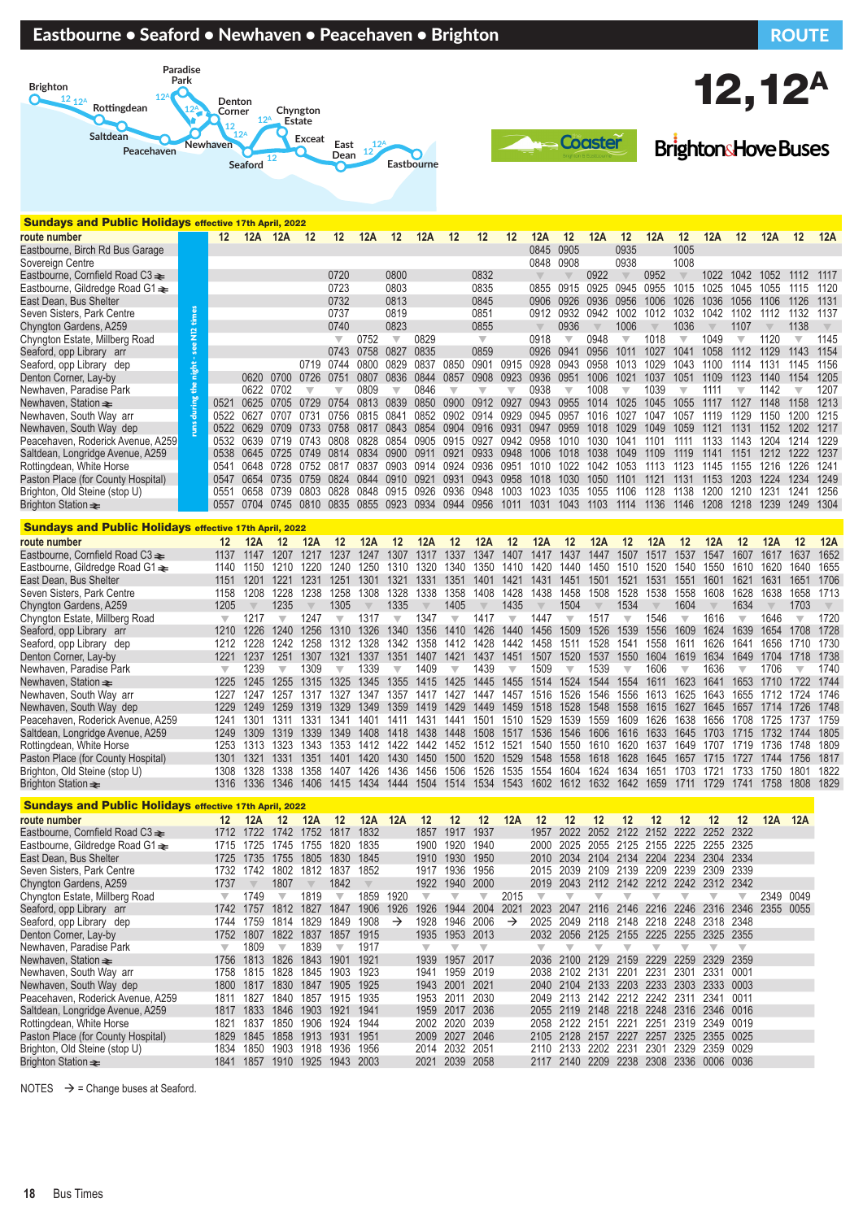# Eastbourne • Seaford • Newhaven • Peacehaven • Brighton

**ROUTE 12,12A**

Coaster

Brighton&Hove Buses

### Sundays and Public Holidays effective 17th April, 2022

*runs during the night - see N12 times*

| route number | 12 | 12A | 12A | 12 | 12 | 12A | 12 | 12A | 12 | 12 | 12 | 12A | 12 | 12A | 12 | 12A | 12 | 12A | 12 | 12A | 12 | 12A |
|---|---|---|---|---|---|---|---|---|---|---|---|---|---|---|---|---|---|---|---|---|---|---|
| Eastbourne, Birch Rd Bus Garage | | | | | | | | | | | | 0845 | 0905 | | 0935 | | 1005 | | | | | |
| Sovereign Centre | | | | | | | | | | | | 0848 | 0908 | | 0938 | | 1008 | | | | | |
| Eastbourne, Cornfield Road C3 | | | | | 0720 | | 0800 | | | 0832 | | ▼ | ▼ | 0922 | ▼ | 0952 | ▼ | 1022 | 1042 | 1052 | 1112 | 1117 |
| Eastbourne, Gildredge Road G1 | | | | | 0723 | | 0803 | | | 0835 | | 0855 | 0915 | 0925 | 0945 | 0955 | 1015 | 1025 | 1045 | 1055 | 1115 | 1120 |
| East Dean, Bus Shelter | | | | | 0732 | | 0813 | | | 0845 | | 0906 | 0926 | 0936 | 0956 | 1006 | 1026 | 1036 | 1056 | 1106 | 1126 | 1131 |
| Seven Sisters, Park Centre | | | | | 0737 | | 0819 | | | 0851 | | 0912 | 0932 | 0942 | 1002 | 1012 | 1032 | 1042 | 1102 | 1112 | 1132 | 1137 |
| Chyngton Gardens, A259 | | | | | 0740 | | 0823 | | | 0855 | | ▼ | 0936 | ▼ | 1006 | ▼ | 1036 | ▼ | 1107 | ▼ | 1138 | ▼ |
| Chyngton Estate, Millberg Road | | | | | ▼ | 0752 | ▼ | 0829 | | ▼ | | 0918 | ▼ | 0948 | ▼ | 1018 | ▼ | 1049 | ▼ | 1120 | ▼ | 1145 |
| Seaford, opp Library arr | | | | | 0743 | 0758 | 0827 | 0835 | | 0859 | | 0926 | 0941 | 0956 | 1011 | 1027 | 1041 | 1058 | 1112 | 1129 | 1143 | 1154 |
| Seaford, opp Library dep | | | | 0719 | 0744 | 0800 | 0829 | 0837 | 0850 | 0901 | 0915 | 0928 | 0943 | 0958 | 1013 | 1029 | 1043 | 1100 | 1114 | 1131 | 1145 | 1156 |
| Denton Corner, Lay-by | | 0620 | 0700 | 0726 | 0751 | 0807 | 0836 | 0844 | 0857 | 0908 | 0923 | 0936 | 0951 | 1006 | 1021 | 1037 | 1051 | 1109 | 1123 | 1140 | 1154 | 1205 |
| Newhaven, Paradise Park | | 0622 | 0702 | ▼ | ▼ | 0809 | ▼ | 0846 | | ▼ | | 0938 | ▼ | 1008 | ▼ | 1039 | ▼ | 1111 | ▼ | 1142 | ▼ | 1207 |
| Newhaven, Station | 0521 | 0625 | 0705 | 0729 | 0754 | 0813 | 0839 | 0850 | 0900 | 0912 | 0927 | 0943 | 0955 | 1014 | 1025 | 1045 | 1055 | 1117 | 1127 | 1148 | 1158 | 1213 |
| Newhaven, South Way arr | 0522 | 0627 | 0707 | 0731 | 0756 | 0815 | 0841 | 0852 | 0902 | 0914 | 0929 | 0945 | 0957 | 1016 | 1027 | 1047 | 1057 | 1119 | 1129 | 1150 | 1200 | 1215 |
| Newhaven, South Way dep | 0522 | 0629 | 0709 | 0733 | 0758 | 0817 | 0843 | 0854 | 0904 | 0916 | 0931 | 0947 | 0959 | 1018 | 1029 | 1049 | 1059 | 1121 | 1131 | 1152 | 1202 | 1217 |
| Peacehaven, Roderick Avenue, A259 | 0532 | 0639 | 0719 | 0743 | 0808 | 0828 | 0854 | 0905 | 0915 | 0927 | 0942 | 0958 | 1010 | 1030 | 1041 | 1101 | 1111 | 1133 | 1143 | 1204 | 1214 | 1229 |
| Saltdean, Longridge Avenue, A259 | 0538 | 0645 | 0725 | 0749 | 0814 | 0834 | 0900 | 0911 | 0921 | 0933 | 0948 | 1006 | 1018 | 1038 | 1049 | 1109 | 1119 | 1141 | 1151 | 1212 | 1222 | 1237 |
| Rottingdean, White Horse | 0541 | 0648 | 0728 | 0752 | 0817 | 0837 | 0903 | 0914 | 0924 | 0936 | 0951 | 1010 | 1022 | 1042 | 1053 | 1113 | 1123 | 1145 | 1155 | 1216 | 1226 | 1241 |
| Paston Place (for County Hospital) | 0547 | 0654 | 0735 | 0759 | 0824 | 0844 | 0910 | 0921 | 0931 | 0943 | 0958 | 1018 | 1030 | 1050 | 1101 | 1121 | 1131 | 1153 | 1203 | 1224 | 1234 | 1249 |
| Brighton, Old Steine (stop U) | 0551 | 0658 | 0739 | 0803 | 0828 | 0848 | 0915 | 0926 | 0936 | 0948 | 1003 | 1023 | 1035 | 1055 | 1106 | 1128 | 1138 | 1200 | 1210 | 1231 | 1241 | 1256 |
| Brighton Station | 0557 | 0704 | 0745 | 0810 | 0835 | 0855 | 0923 | 0934 | 0944 | 0956 | 1011 | 1031 | 1043 | 1103 | 1114 | 1136 | 1146 | 1208 | 1218 | 1239 | 1249 | 1304 |

### Sundays and Public Holidays effective 17th April, 2022

| route number | 12 | 12A | 12 | 12A | 12 | 12A | 12 | 12A | 12 | 12A | 12 | 12A | 12 | 12A | 12 | 12A | 12 | 12A | 12 | 12A | 12 | 12A |
|---|---|---|---|---|---|---|---|---|---|---|---|---|---|---|---|---|---|---|---|---|---|---|
| Eastbourne, Cornfield Road C3 | 1137 | 1147 | 1207 | 1217 | 1237 | 1247 | 1307 | 1317 | 1337 | 1347 | 1407 | 1417 | 1437 | 1447 | 1507 | 1517 | 1537 | 1547 | 1607 | 1617 | 1637 | 1652 |
| Eastbourne, Gildredge Road G1 | 1140 | 1150 | 1210 | 1220 | 1240 | 1250 | 1310 | 1320 | 1340 | 1350 | 1410 | 1420 | 1440 | 1450 | 1510 | 1520 | 1540 | 1550 | 1610 | 1620 | 1640 | 1655 |
| East Dean, Bus Shelter | 1151 | 1201 | 1221 | 1231 | 1251 | 1301 | 1321 | 1331 | 1351 | 1401 | 1421 | 1431 | 1451 | 1501 | 1521 | 1531 | 1551 | 1601 | 1621 | 1631 | 1651 | 1706 |
| Seven Sisters, Park Centre | 1158 | 1208 | 1228 | 1238 | 1258 | 1308 | 1328 | 1338 | 1358 | 1408 | 1428 | 1438 | 1458 | 1508 | 1528 | 1538 | 1558 | 1608 | 1628 | 1638 | 1658 | 1713 |
| Chyngton Gardens, A259 | 1205 | ▼ | 1235 | ▼ | 1305 | ▼ | 1335 | ▼ | 1405 | ▼ | 1435 | ▼ | 1504 | ▼ | 1534 | ▼ | 1604 | ▼ | 1634 | ▼ | 1703 | ▼ |
| Chyngton Estate, Millberg Road | ▼ | 1217 | ▼ | 1247 | ▼ | 1317 | ▼ | 1347 | ▼ | 1417 | ▼ | 1447 | ▼ | 1517 | ▼ | 1546 | ▼ | 1616 | ▼ | 1646 | ▼ | 1720 |
| Seaford, opp Library arr | 1210 | 1226 | 1240 | 1256 | 1310 | 1326 | 1340 | 1356 | 1410 | 1426 | 1440 | 1456 | 1509 | 1526 | 1539 | 1556 | 1609 | 1624 | 1639 | 1654 | 1708 | 1728 |
| Seaford, opp Library dep | 1212 | 1228 | 1242 | 1258 | 1312 | 1328 | 1342 | 1358 | 1412 | 1428 | 1442 | 1458 | 1511 | 1528 | 1541 | 1558 | 1611 | 1626 | 1641 | 1656 | 1710 | 1730 |
| Denton Corner, Lay-by | 1221 | 1237 | 1251 | 1307 | 1321 | 1337 | 1351 | 1407 | 1421 | 1437 | 1451 | 1507 | 1520 | 1537 | 1550 | 1604 | 1619 | 1634 | 1649 | 1704 | 1718 | 1738 |
| Newhaven, Paradise Park | ▼ | 1239 | ▼ | 1309 | ▼ | 1339 | ▼ | 1409 | ▼ | 1439 | ▼ | 1509 | ▼ | 1539 | ▼ | 1606 | ▼ | 1636 | ▼ | 1706 | ▼ | 1740 |
| Newhaven, Station | 1225 | 1245 | 1255 | 1315 | 1325 | 1345 | 1355 | 1415 | 1425 | 1445 | 1455 | 1514 | 1524 | 1544 | 1554 | 1611 | 1623 | 1641 | 1653 | 1710 | 1722 | 1744 |
| Newhaven, South Way arr | 1227 | 1247 | 1257 | 1317 | 1327 | 1347 | 1357 | 1417 | 1427 | 1447 | 1457 | 1516 | 1526 | 1546 | 1556 | 1613 | 1625 | 1643 | 1655 | 1712 | 1724 | 1746 |
| Newhaven, South Way dep | 1229 | 1249 | 1259 | 1319 | 1329 | 1349 | 1359 | 1419 | 1429 | 1449 | 1459 | 1518 | 1528 | 1548 | 1558 | 1615 | 1627 | 1645 | 1657 | 1714 | 1726 | 1748 |
| Peacehaven, Roderick Avenue, A259 | 1241 | 1301 | 1311 | 1331 | 1341 | 1401 | 1411 | 1431 | 1441 | 1501 | 1510 | 1529 | 1539 | 1559 | 1609 | 1626 | 1638 | 1656 | 1708 | 1725 | 1737 | 1759 |
| Saltdean, Longridge Avenue, A259 | 1249 | 1309 | 1319 | 1339 | 1349 | 1408 | 1418 | 1438 | 1448 | 1508 | 1517 | 1536 | 1546 | 1606 | 1616 | 1633 | 1645 | 1703 | 1715 | 1732 | 1744 | 1805 |
| Rottingdean, White Horse | 1253 | 1313 | 1323 | 1343 | 1353 | 1412 | 1422 | 1442 | 1452 | 1512 | 1521 | 1540 | 1550 | 1610 | 1620 | 1637 | 1649 | 1707 | 1719 | 1736 | 1748 | 1809 |
| Paston Place (for County Hospital) | 1301 | 1321 | 1331 | 1351 | 1401 | 1420 | 1430 | 1450 | 1500 | 1520 | 1529 | 1548 | 1558 | 1618 | 1628 | 1645 | 1657 | 1715 | 1727 | 1744 | 1756 | 1817 |
| Brighton, Old Steine (stop U) | 1308 | 1328 | 1338 | 1358 | 1407 | 1426 | 1436 | 1456 | 1506 | 1526 | 1535 | 1554 | 1604 | 1624 | 1634 | 1651 | 1703 | 1721 | 1733 | 1750 | 1801 | 1822 |
| Brighton Station | 1316 | 1336 | 1346 | 1406 | 1415 | 1434 | 1444 | 1504 | 1514 | 1534 | 1543 | 1602 | 1612 | 1632 | 1642 | 1659 | 1711 | 1729 | 1741 | 1758 | 1808 | 1829 |

### Sundays and Public Holidays effective 17th April, 2022

| route number | 12 | 12A | 12 | 12A | 12 | 12A | 12A | 12 | 12 | 12 | 12A | 12 | 12 | 12 | 12 | 12 | 12 | 12 | 12 | 12A | 12A |
|---|---|---|---|---|---|---|---|---|---|---|---|---|---|---|---|---|---|---|---|---|---|
| Eastbourne, Cornfield Road C3 | 1712 | 1722 | 1742 | 1752 | 1817 | 1832 | | 1857 | 1917 | 1937 | | 1957 | 2022 | 2052 | 2122 | 2152 | 2222 | 2252 | 2322 | | |
| Eastbourne, Gildredge Road G1 | 1715 | 1725 | 1745 | 1755 | 1820 | 1835 | | 1900 | 1920 | 1940 | | 2000 | 2025 | 2055 | 2125 | 2155 | 2225 | 2255 | 2325 | | |
| East Dean, Bus Shelter | 1725 | 1735 | 1755 | 1805 | 1830 | 1845 | | 1910 | 1930 | 1950 | | 2010 | 2034 | 2104 | 2134 | 2204 | 2234 | 2304 | 2334 | | |
| Seven Sisters, Park Centre | 1732 | 1742 | 1802 | 1812 | 1837 | 1852 | | 1917 | 1936 | 1956 | | 2015 | 2039 | 2109 | 2139 | 2209 | 2239 | 2309 | 2339 | | |
| Chyngton Gardens, A259 | 1737 | ▼ | 1807 | ▼ | 1842 | ▼ | | 1922 | 1940 | 2000 | | 2019 | 2043 | 2112 | 2142 | 2212 | 2242 | 2312 | 2342 | | |
| Chyngton Estate, Millberg Road | ▼ | 1749 | ▼ | 1819 | ▼ | 1859 | 1920 | ▼ | ▼ | ▼ | 2015 | ▼ | ▼ | ▼ | ▼ | ▼ | ▼ | ▼ | ▼ | 2349 | 0049 |
| Seaford, opp Library arr | 1742 | 1757 | 1812 | 1827 | 1847 | 1906 | 1926 | 1926 | 1944 | 2004 | 2021 | 2023 | 2047 | 2116 | 2146 | 2216 | 2246 | 2316 | 2346 | 2355 | 0055 |
| Seaford, opp Library dep | 1744 | 1759 | 1814 | 1829 | 1849 | 1908 | → | 1928 | 1946 | 2006 | → | 2025 | 2049 | 2118 | 2148 | 2218 | 2248 | 2318 | 2348 | | |
| Denton Corner, Lay-by | 1752 | 1807 | 1822 | 1837 | 1857 | 1915 | | 1935 | 1953 | 2013 | | 2032 | 2056 | 2125 | 2155 | 2225 | 2255 | 2325 | 2355 | | |
| Newhaven, Paradise Park | ▼ | 1809 | ▼ | 1839 | ▼ | 1917 | | ▼ | ▼ | ▼ | | ▼ | ▼ | ▼ | ▼ | ▼ | ▼ | ▼ | ▼ | | |
| Newhaven, Station | 1756 | 1813 | 1826 | 1843 | 1901 | 1921 | | 1939 | 1957 | 2017 | | 2036 | 2100 | 2129 | 2159 | 2229 | 2259 | 2329 | 2359 | | |
| Newhaven, South Way arr | 1758 | 1815 | 1828 | 1845 | 1903 | 1923 | | 1941 | 1959 | 2019 | | 2038 | 2102 | 2131 | 2201 | 2231 | 2301 | 2331 | 0001 | | |
| Newhaven, South Way dep | 1800 | 1817 | 1830 | 1847 | 1905 | 1925 | | 1943 | 2001 | 2021 | | 2040 | 2104 | 2133 | 2203 | 2233 | 2303 | 2333 | 0003 | | |
| Peacehaven, Roderick Avenue, A259 | 1811 | 1827 | 1840 | 1857 | 1915 | 1935 | | 1953 | 2011 | 2030 | | 2049 | 2113 | 2142 | 2212 | 2242 | 2311 | 2341 | 0011 | | |
| Saltdean, Longridge Avenue, A259 | 1817 | 1833 | 1846 | 1903 | 1921 | 1941 | | 1959 | 2017 | 2036 | | 2055 | 2119 | 2148 | 2218 | 2248 | 2316 | 2346 | 0016 | | |
| Rottingdean, White Horse | 1821 | 1837 | 1850 | 1906 | 1924 | 1944 | | 2002 | 2020 | 2039 | | 2058 | 2122 | 2151 | 2221 | 2251 | 2319 | 2349 | 0019 | | |
| Paston Place (for County Hospital) | 1829 | 1845 | 1858 | 1913 | 1931 | 1951 | | 2009 | 2027 | 2046 | | 2105 | 2128 | 2157 | 2227 | 2257 | 2325 | 2355 | 0025 | | |
| Brighton, Old Steine (stop U) | 1834 | 1850 | 1903 | 1918 | 1936 | 1956 | | 2014 | 2032 | 2051 | | 2110 | 2133 | 2202 | 2231 | 2301 | 2329 | 2359 | 0029 | | |
| Brighton Station | 1841 | 1857 | 1910 | 1925 | 1943 | 2003 | | 2021 | 2039 | 2058 | | 2117 | 2140 | 2209 | 2238 | 2308 | 2336 | 0006 | 0036 | | |

NOTES → = Change buses at Seaford.